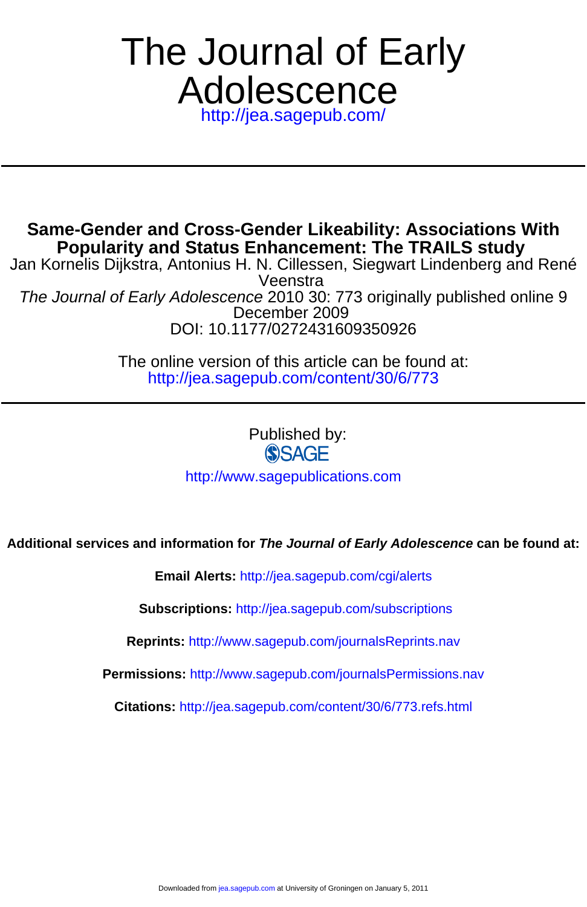# The Journal of Early Adolescence

http://jea.sagepub.com/

## Same-Gender and Cross-Gender Likeability: Associations With Popularity and Status Enhancement: The TRAILS study

Jan Kornelis Dijkstra, Antonius H. N. Cillessen, Siegwart Lindenberg and René Veenstra

*The Journal of Early Adolescence* 2010 30: 773 originally published online 9 December 2009

DOI: 10.1177/0272431609350926

The online version of this article can be found at:
http://jea.sagepub.com/content/30/6/773

Published by:

SAGE

http://www.sagepublications.com

**Additional services and information for *The Journal of Early Adolescence* can be found at:**

**Email Alerts:** http://jea.sagepub.com/cgi/alerts

**Subscriptions:** http://jea.sagepub.com/subscriptions

**Reprints:** http://www.sagepub.com/journalsReprints.nav

**Permissions:** http://www.sagepub.com/journalsPermissions.nav

**Citations:** http://jea.sagepub.com/content/30/6/773.refs.html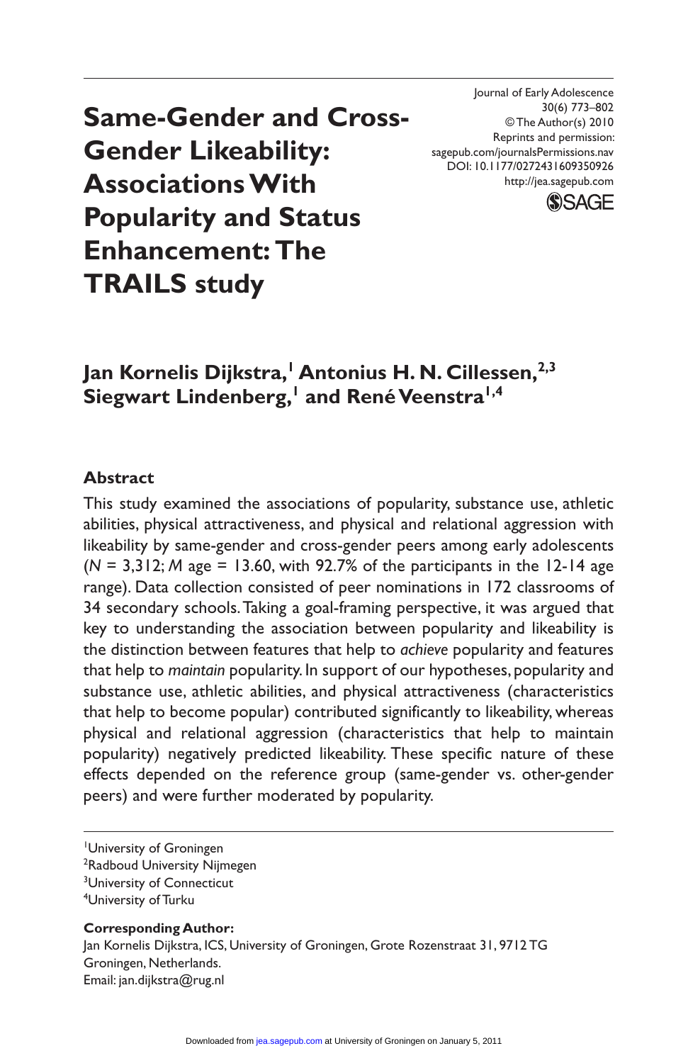# Same-Gender and Cross-Gender Likeability: Associations With Popularity and Status Enhancement: The TRAILS study

Journal of Early Adolescence
30(6) 773–802
© The Author(s) 2010
Reprints and permission:
sagepub.com/journalsPermissions.nav
DOI: 10.1177/0272431609350926
http://jea.sagepub.com

**Jan Kornelis Dijkstra,[1] Antonius H. N. Cillessen,[2,3] Siegwart Lindenberg,[1] and René Veenstra[1,4]**

## Abstract

This study examined the associations of popularity, substance use, athletic abilities, physical attractiveness, and physical and relational aggression with likeability by same-gender and cross-gender peers among early adolescents ($N$ = 3,312; $M$ age = 13.60, with 92.7% of the participants in the 12-14 age range). Data collection consisted of peer nominations in 172 classrooms of 34 secondary schools. Taking a goal-framing perspective, it was argued that key to understanding the association between popularity and likeability is the distinction between features that help to *achieve* popularity and features that help to *maintain* popularity. In support of our hypotheses, popularity and substance use, athletic abilities, and physical attractiveness (characteristics that help to become popular) contributed significantly to likeability, whereas physical and relational aggression (characteristics that help to maintain popularity) negatively predicted likeability. These specific nature of these effects depended on the reference group (same-gender vs. other-gender peers) and were further moderated by popularity.

[1]University of Groningen
[2]Radboud University Nijmegen
[3]University of Connecticut
[4]University of Turku

**Corresponding Author:**
Jan Kornelis Dijkstra, ICS, University of Groningen, Grote Rozenstraat 31, 9712 TG Groningen, Netherlands.
Email: jan.dijkstra@rug.nl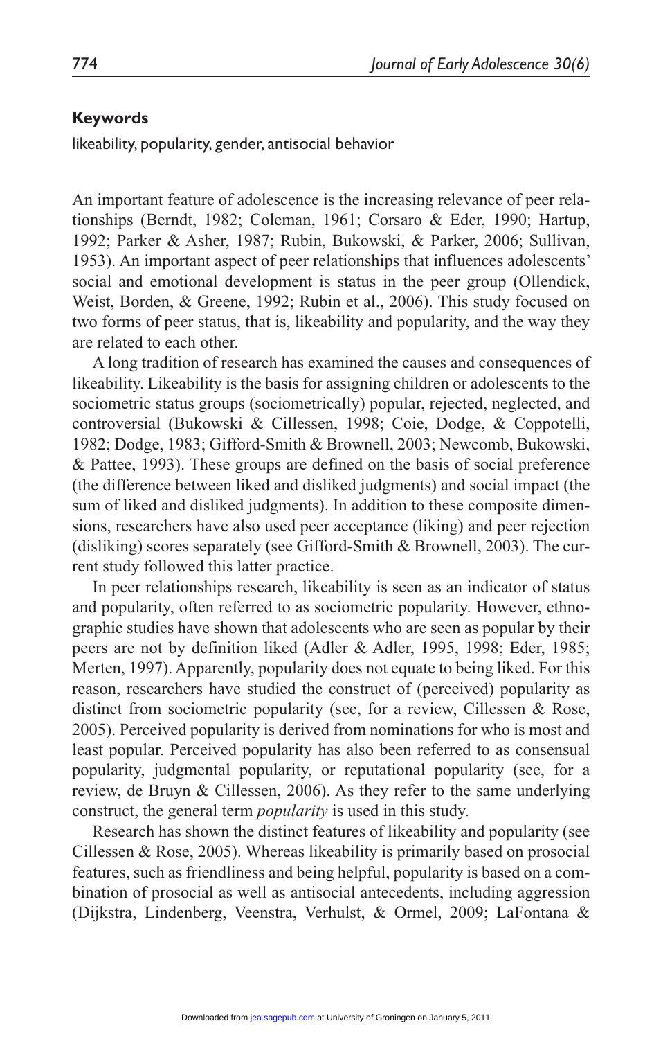## Keywords

likeability, popularity, gender, antisocial behavior

An important feature of adolescence is the increasing relevance of peer relationships (Berndt, 1982; Coleman, 1961; Corsaro & Eder, 1990; Hartup, 1992; Parker & Asher, 1987; Rubin, Bukowski, & Parker, 2006; Sullivan, 1953). An important aspect of peer relationships that influences adolescents' social and emotional development is status in the peer group (Ollendick, Weist, Borden, & Greene, 1992; Rubin et al., 2006). This study focused on two forms of peer status, that is, likeability and popularity, and the way they are related to each other.

A long tradition of research has examined the causes and consequences of likeability. Likeability is the basis for assigning children or adolescents to the sociometric status groups (sociometrically) popular, rejected, neglected, and controversial (Bukowski & Cillessen, 1998; Coie, Dodge, & Coppotelli, 1982; Dodge, 1983; Gifford-Smith & Brownell, 2003; Newcomb, Bukowski, & Pattee, 1993). These groups are defined on the basis of social preference (the difference between liked and disliked judgments) and social impact (the sum of liked and disliked judgments). In addition to these composite dimensions, researchers have also used peer acceptance (liking) and peer rejection (disliking) scores separately (see Gifford-Smith & Brownell, 2003). The current study followed this latter practice.

In peer relationships research, likeability is seen as an indicator of status and popularity, often referred to as sociometric popularity. However, ethnographic studies have shown that adolescents who are seen as popular by their peers are not by definition liked (Adler & Adler, 1995, 1998; Eder, 1985; Merten, 1997). Apparently, popularity does not equate to being liked. For this reason, researchers have studied the construct of (perceived) popularity as distinct from sociometric popularity (see, for a review, Cillessen & Rose, 2005). Perceived popularity is derived from nominations for who is most and least popular. Perceived popularity has also been referred to as consensual popularity, judgmental popularity, or reputational popularity (see, for a review, de Bruyn & Cillessen, 2006). As they refer to the same underlying construct, the general term *popularity* is used in this study.

Research has shown the distinct features of likeability and popularity (see Cillessen & Rose, 2005). Whereas likeability is primarily based on prosocial features, such as friendliness and being helpful, popularity is based on a combination of prosocial as well as antisocial antecedents, including aggression (Dijkstra, Lindenberg, Veenstra, Verhulst, & Ormel, 2009; LaFontana &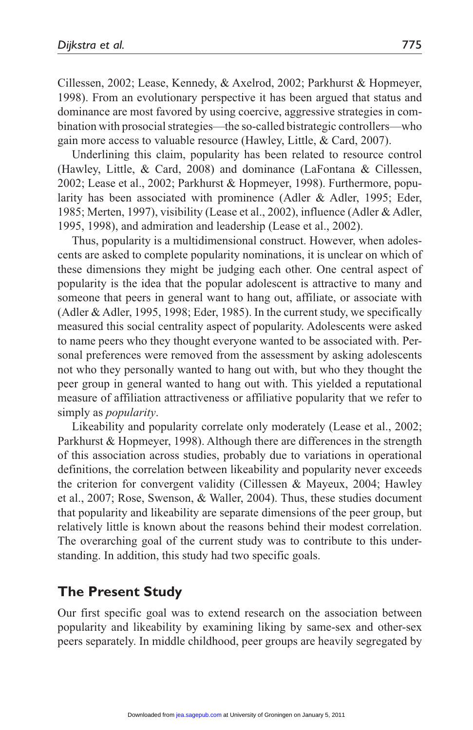Cillessen, 2002; Lease, Kennedy, & Axelrod, 2002; Parkhurst & Hopmeyer, 1998). From an evolutionary perspective it has been argued that status and dominance are most favored by using coercive, aggressive strategies in combination with prosocial strategies—the so-called bistrategic controllers—who gain more access to valuable resource (Hawley, Little, & Card, 2007).

Underlining this claim, popularity has been related to resource control (Hawley, Little, & Card, 2008) and dominance (LaFontana & Cillessen, 2002; Lease et al., 2002; Parkhurst & Hopmeyer, 1998). Furthermore, popularity has been associated with prominence (Adler & Adler, 1995; Eder, 1985; Merten, 1997), visibility (Lease et al., 2002), influence (Adler & Adler, 1995, 1998), and admiration and leadership (Lease et al., 2002).

Thus, popularity is a multidimensional construct. However, when adolescents are asked to complete popularity nominations, it is unclear on which of these dimensions they might be judging each other. One central aspect of popularity is the idea that the popular adolescent is attractive to many and someone that peers in general want to hang out, affiliate, or associate with (Adler & Adler, 1995, 1998; Eder, 1985). In the current study, we specifically measured this social centrality aspect of popularity. Adolescents were asked to name peers who they thought everyone wanted to be associated with. Personal preferences were removed from the assessment by asking adolescents not who they personally wanted to hang out with, but who they thought the peer group in general wanted to hang out with. This yielded a reputational measure of affiliation attractiveness or affiliative popularity that we refer to simply as *popularity*.

Likeability and popularity correlate only moderately (Lease et al., 2002; Parkhurst & Hopmeyer, 1998). Although there are differences in the strength of this association across studies, probably due to variations in operational definitions, the correlation between likeability and popularity never exceeds the criterion for convergent validity (Cillessen & Mayeux, 2004; Hawley et al., 2007; Rose, Swenson, & Waller, 2004). Thus, these studies document that popularity and likeability are separate dimensions of the peer group, but relatively little is known about the reasons behind their modest correlation. The overarching goal of the current study was to contribute to this understanding. In addition, this study had two specific goals.

## The Present Study

Our first specific goal was to extend research on the association between popularity and likeability by examining liking by same-sex and other-sex peers separately. In middle childhood, peer groups are heavily segregated by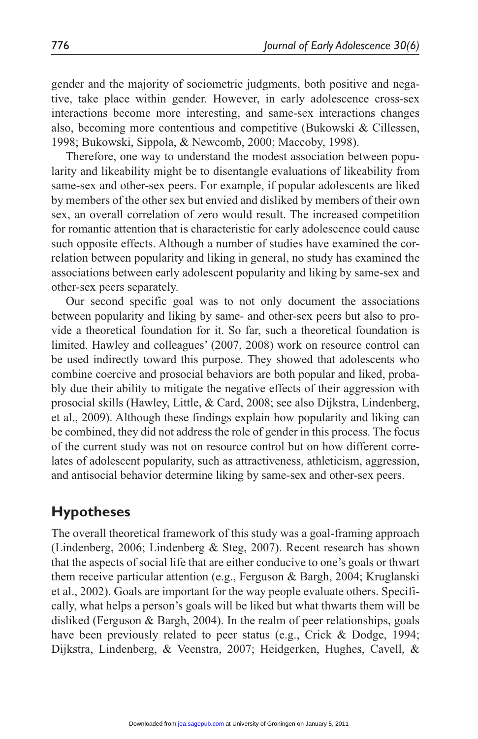gender and the majority of sociometric judgments, both positive and negative, take place within gender. However, in early adolescence cross-sex interactions become more interesting, and same-sex interactions changes also, becoming more contentious and competitive (Bukowski & Cillesen, 1998; Bukowski, Sippola, & Newcomb, 2000; Maccoby, 1998).

Therefore, one way to understand the modest association between popularity and likeability might be to disentangle evaluations of likeability from same-sex and other-sex peers. For example, if popular adolescents are liked by members of the other sex but envied and disliked by members of their own sex, an overall correlation of zero would result. The increased competition for romantic attention that is characteristic for early adolescence could cause such opposite effects. Although a number of studies have examined the correlation between popularity and liking in general, no study has examined the associations between early adolescent popularity and liking by same-sex and other-sex peers separately.

Our second specific goal was to not only document the associations between popularity and liking by same- and other-sex peers but also to provide a theoretical foundation for it. So far, such a theoretical foundation is limited. Hawley and colleagues' (2007, 2008) work on resource control can be used indirectly toward this purpose. They showed that adolescents who combine coercive and prosocial behaviors are both popular and liked, probably due their ability to mitigate the negative effects of their aggression with prosocial skills (Hawley, Little, & Card, 2008; see also Dijkstra, Lindenberg, et al., 2009). Although these findings explain how popularity and liking can be combined, they did not address the role of gender in this process. The focus of the current study was not on resource control but on how different correlates of adolescent popularity, such as attractiveness, athleticism, aggression, and antisocial behavior determine liking by same-sex and other-sex peers.

## Hypotheses

The overall theoretical framework of this study was a goal-framing approach (Lindenberg, 2006; Lindenberg & Steg, 2007). Recent research has shown that the aspects of social life that are either conducive to one's goals or thwart them receive particular attention (e.g., Ferguson & Bargh, 2004; Kruglanski et al., 2002). Goals are important for the way people evaluate others. Specifically, what helps a person's goals will be liked but what thwarts them will be disliked (Ferguson & Bargh, 2004). In the realm of peer relationships, goals have been previously related to peer status (e.g., Crick & Dodge, 1994; Dijkstra, Lindenberg, & Veenstra, 2007; Heidgerken, Hughes, Cavell, &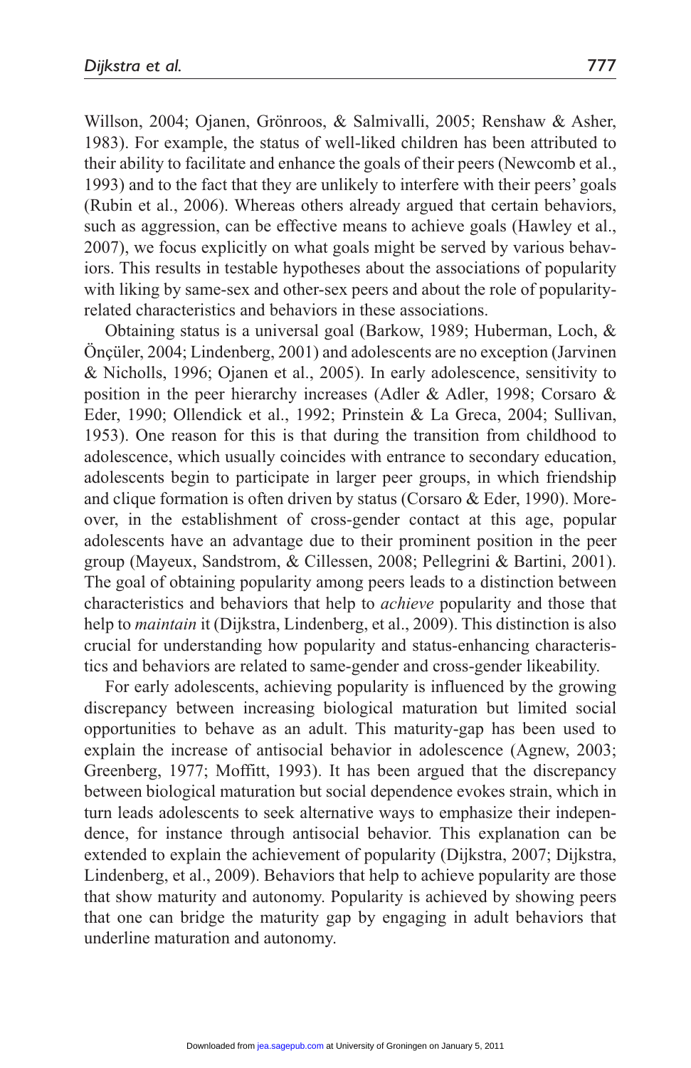Willson, 2004; Ojanen, Grönroos, & Salmivalli, 2005; Renshaw & Asher, 1983). For example, the status of well-liked children has been attributed to their ability to facilitate and enhance the goals of their peers (Newcomb et al., 1993) and to the fact that they are unlikely to interfere with their peers' goals (Rubin et al., 2006). Whereas others already argued that certain behaviors, such as aggression, can be effective means to achieve goals (Hawley et al., 2007), we focus explicitly on what goals might be served by various behaviors. This results in testable hypotheses about the associations of popularity with liking by same-sex and other-sex peers and about the role of popularity-related characteristics and behaviors in these associations.

Obtaining status is a universal goal (Barkow, 1989; Huberman, Loch, & Önçüler, 2004; Lindenberg, 2001) and adolescents are no exception (Jarvinen & Nicholls, 1996; Ojanen et al., 2005). In early adolescence, sensitivity to position in the peer hierarchy increases (Adler & Adler, 1998; Corsaro & Eder, 1990; Ollendick et al., 1992; Prinstein & La Greca, 2004; Sullivan, 1953). One reason for this is that during the transition from childhood to adolescence, which usually coincides with entrance to secondary education, adolescents begin to participate in larger peer groups, in which friendship and clique formation is often driven by status (Corsaro & Eder, 1990). Moreover, in the establishment of cross-gender contact at this age, popular adolescents have an advantage due to their prominent position in the peer group (Mayeux, Sandstrom, & Cillessen, 2008; Pellegrini & Bartini, 2001). The goal of obtaining popularity among peers leads to a distinction between characteristics and behaviors that help to *achieve* popularity and those that help to *maintain* it (Dijkstra, Lindenberg, et al., 2009). This distinction is also crucial for understanding how popularity and status-enhancing characteristics and behaviors are related to same-gender and cross-gender likeability.

For early adolescents, achieving popularity is influenced by the growing discrepancy between increasing biological maturation but limited social opportunities to behave as an adult. This maturity-gap has been used to explain the increase of antisocial behavior in adolescence (Agnew, 2003; Greenberg, 1977; Moffitt, 1993). It has been argued that the discrepancy between biological maturation but social dependence evokes strain, which in turn leads adolescents to seek alternative ways to emphasize their independence, for instance through antisocial behavior. This explanation can be extended to explain the achievement of popularity (Dijkstra, 2007; Dijkstra, Lindenberg, et al., 2009). Behaviors that help to achieve popularity are those that show maturity and autonomy. Popularity is achieved by showing peers that one can bridge the maturity gap by engaging in adult behaviors that underline maturation and autonomy.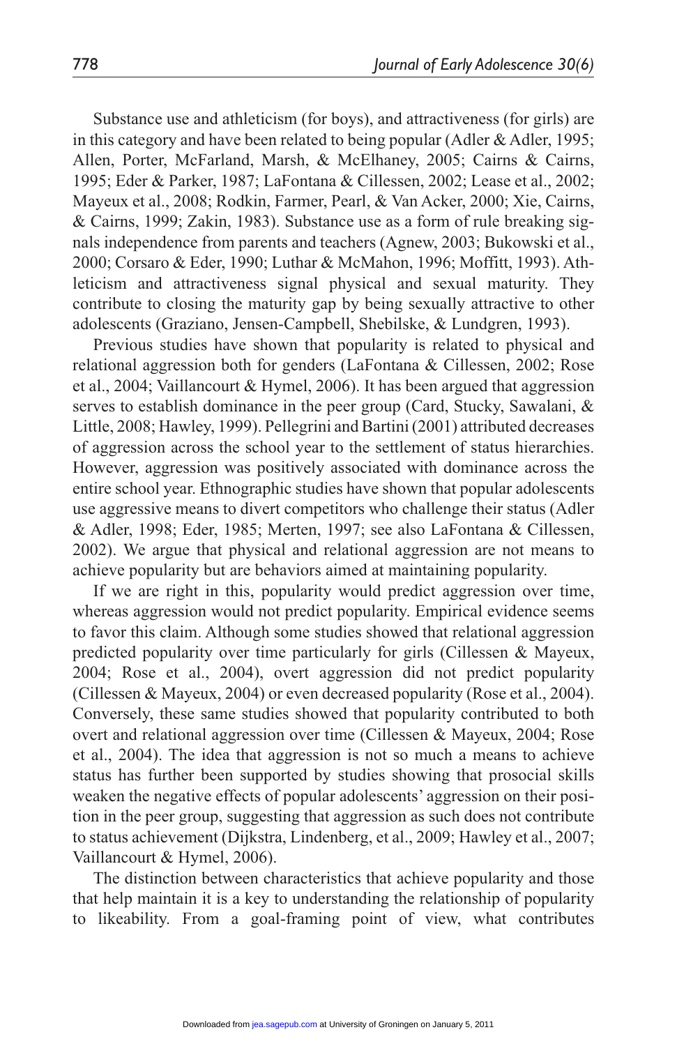Substance use and athleticism (for boys), and attractiveness (for girls) are in this category and have been related to being popular (Adler & Adler, 1995; Allen, Porter, McFarland, Marsh, & McElhaney, 2005; Cairns & Cairns, 1995; Eder & Parker, 1987; LaFontana & Cillessen, 2002; Lease et al., 2002; Mayeux et al., 2008; Rodkin, Farmer, Pearl, & Van Acker, 2000; Xie, Cairns, & Cairns, 1999; Zakin, 1983). Substance use as a form of rule breaking signals independence from parents and teachers (Agnew, 2003; Bukowski et al., 2000; Corsaro & Eder, 1990; Luthar & McMahon, 1996; Moffitt, 1993). Athleticism and attractiveness signal physical and sexual maturity. They contribute to closing the maturity gap by being sexually attractive to other adolescents (Graziano, Jensen-Campbell, Shebilske, & Lundgren, 1993).

Previous studies have shown that popularity is related to physical and relational aggression both for genders (LaFontana & Cillessen, 2002; Rose et al., 2004; Vaillancourt & Hymel, 2006). It has been argued that aggression serves to establish dominance in the peer group (Card, Stucky, Sawalani, & Little, 2008; Hawley, 1999). Pellegrini and Bartini (2001) attributed decreases of aggression across the school year to the settlement of status hierarchies. However, aggression was positively associated with dominance across the entire school year. Ethnographic studies have shown that popular adolescents use aggressive means to divert competitors who challenge their status (Adler & Adler, 1998; Eder, 1985; Merten, 1997; see also LaFontana & Cillessen, 2002). We argue that physical and relational aggression are not means to achieve popularity but are behaviors aimed at maintaining popularity.

If we are right in this, popularity would predict aggression over time, whereas aggression would not predict popularity. Empirical evidence seems to favor this claim. Although some studies showed that relational aggression predicted popularity over time particularly for girls (Cillessen & Mayeux, 2004; Rose et al., 2004), overt aggression did not predict popularity (Cillessen & Mayeux, 2004) or even decreased popularity (Rose et al., 2004). Conversely, these same studies showed that popularity contributed to both overt and relational aggression over time (Cillessen & Mayeux, 2004; Rose et al., 2004). The idea that aggression is not so much a means to achieve status has further been supported by studies showing that prosocial skills weaken the negative effects of popular adolescents' aggression on their position in the peer group, suggesting that aggression as such does not contribute to status achievement (Dijkstra, Lindenberg, et al., 2009; Hawley et al., 2007; Vaillancourt & Hymel, 2006).

The distinction between characteristics that achieve popularity and those that help maintain it is a key to understanding the relationship of popularity to likeability. From a goal-framing point of view, what contributes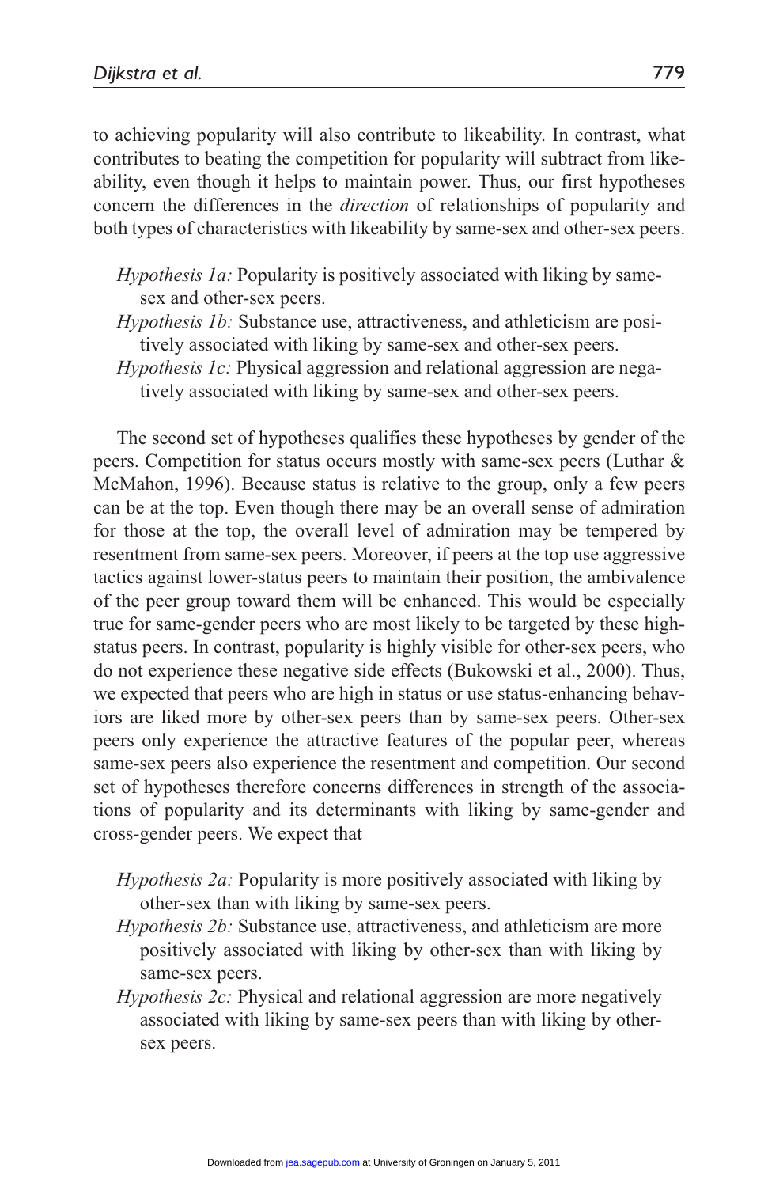to achieving popularity will also contribute to likeability. In contrast, what contributes to beating the competition for popularity will subtract from likeability, even though it helps to maintain power. Thus, our first hypotheses concern the differences in the *direction* of relationships of popularity and both types of characteristics with likeability by same-sex and other-sex peers.

> *Hypothesis 1a:* Popularity is positively associated with liking by same-sex and other-sex peers.
>
> *Hypothesis 1b:* Substance use, attractiveness, and athleticism are positively associated with liking by same-sex and other-sex peers.
>
> *Hypothesis 1c:* Physical aggression and relational aggression are negatively associated with liking by same-sex and other-sex peers.

The second set of hypotheses qualifies these hypotheses by gender of the peers. Competition for status occurs mostly with same-sex peers (Luthar & McMahon, 1996). Because status is relative to the group, only a few peers can be at the top. Even though there may be an overall sense of admiration for those at the top, the overall level of admiration may be tempered by resentment from same-sex peers. Moreover, if peers at the top use aggressive tactics against lower-status peers to maintain their position, the ambivalence of the peer group toward them will be enhanced. This would be especially true for same-gender peers who are most likely to be targeted by these high-status peers. In contrast, popularity is highly visible for other-sex peers, who do not experience these negative side effects (Bukowski et al., 2000). Thus, we expected that peers who are high in status or use status-enhancing behaviors are liked more by other-sex peers than by same-sex peers. Other-sex peers only experience the attractive features of the popular peer, whereas same-sex peers also experience the resentment and competition. Our second set of hypotheses therefore concerns differences in strength of the associations of popularity and its determinants with liking by same-gender and cross-gender peers. We expect that

> *Hypothesis 2a:* Popularity is more positively associated with liking by other-sex than with liking by same-sex peers.
>
> *Hypothesis 2b:* Substance use, attractiveness, and athleticism are more positively associated with liking by other-sex than with liking by same-sex peers.
>
> *Hypothesis 2c:* Physical and relational aggression are more negatively associated with liking by same-sex peers than with liking by other-sex peers.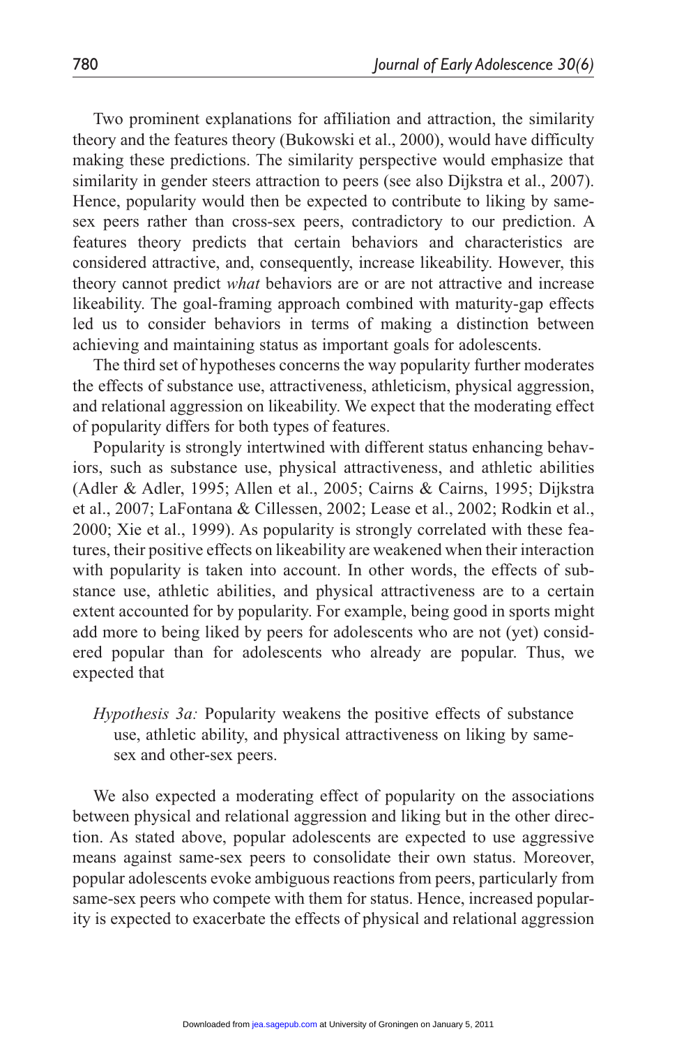Two prominent explanations for affiliation and attraction, the similarity theory and the features theory (Bukowski et al., 2000), would have difficulty making these predictions. The similarity perspective would emphasize that similarity in gender steers attraction to peers (see also Dijkstra et al., 2007). Hence, popularity would then be expected to contribute to liking by same-sex peers rather than cross-sex peers, contradictory to our prediction. A features theory predicts that certain behaviors and characteristics are considered attractive, and, consequently, increase likeability. However, this theory cannot predict *what* behaviors are or are not attractive and increase likeability. The goal-framing approach combined with maturity-gap effects led us to consider behaviors in terms of making a distinction between achieving and maintaining status as important goals for adolescents.

The third set of hypotheses concerns the way popularity further moderates the effects of substance use, attractiveness, athleticism, physical aggression, and relational aggression on likeability. We expect that the moderating effect of popularity differs for both types of features.

Popularity is strongly intertwined with different status enhancing behaviors, such as substance use, physical attractiveness, and athletic abilities (Adler & Adler, 1995; Allen et al., 2005; Cairns & Cairns, 1995; Dijkstra et al., 2007; LaFontana & Cillessen, 2002; Lease et al., 2002; Rodkin et al., 2000; Xie et al., 1999). As popularity is strongly correlated with these features, their positive effects on likeability are weakened when their interaction with popularity is taken into account. In other words, the effects of substance use, athletic abilities, and physical attractiveness are to a certain extent accounted for by popularity. For example, being good in sports might add more to being liked by peers for adolescents who are not (yet) considered popular than for adolescents who already are popular. Thus, we expected that

> *Hypothesis 3a:* Popularity weakens the positive effects of substance use, athletic ability, and physical attractiveness on liking by same-sex and other-sex peers.

We also expected a moderating effect of popularity on the associations between physical and relational aggression and liking but in the other direction. As stated above, popular adolescents are expected to use aggressive means against same-sex peers to consolidate their own status. Moreover, popular adolescents evoke ambiguous reactions from peers, particularly from same-sex peers who compete with them for status. Hence, increased popularity is expected to exacerbate the effects of physical and relational aggression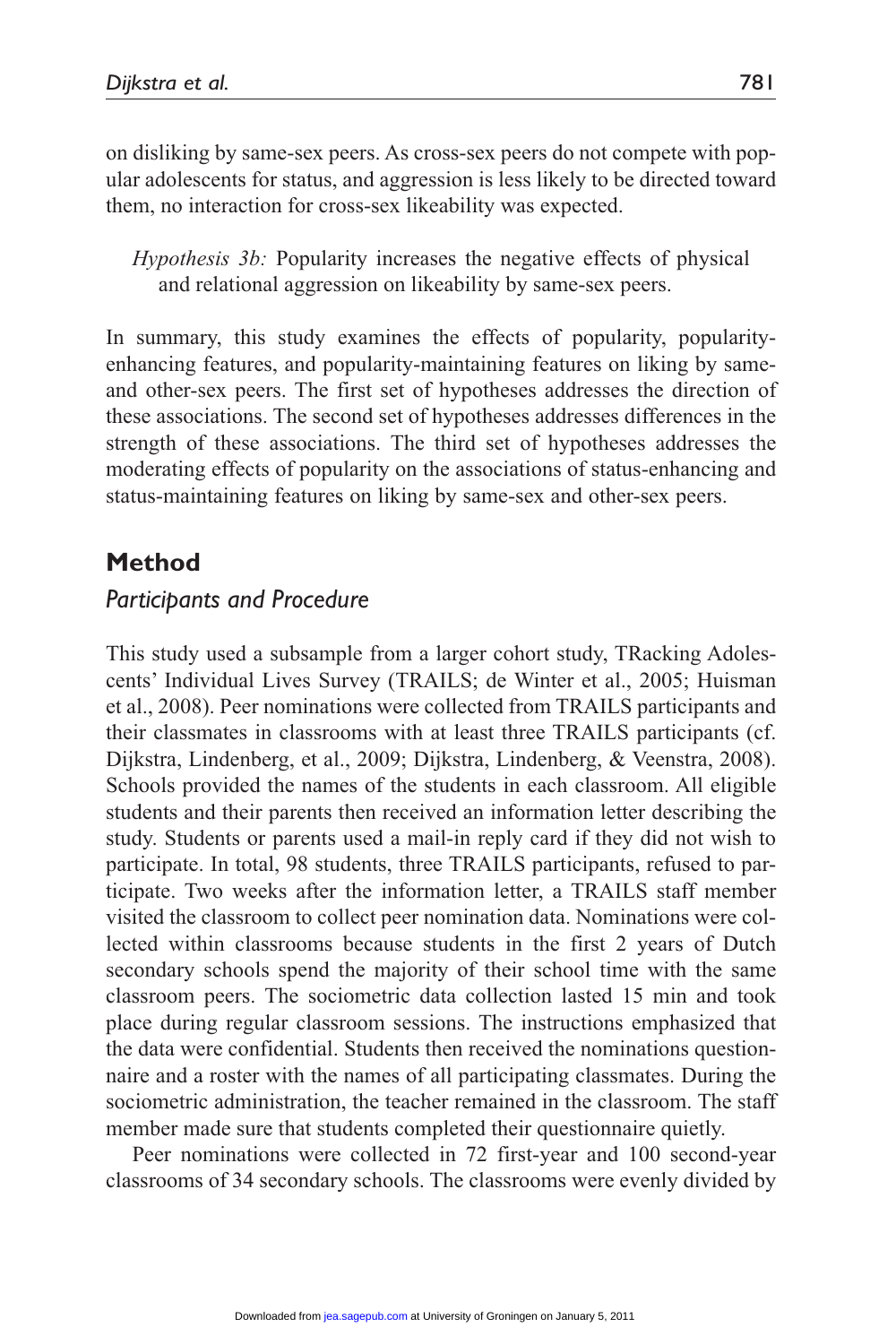on disliking by same-sex peers. As cross-sex peers do not compete with popular adolescents for status, and aggression is less likely to be directed toward them, no interaction for cross-sex likeability was expected.

> *Hypothesis 3b:* Popularity increases the negative effects of physical and relational aggression on likeability by same-sex peers.

In summary, this study examines the effects of popularity, popularity-enhancing features, and popularity-maintaining features on liking by same- and other-sex peers. The first set of hypotheses addresses the direction of these associations. The second set of hypotheses addresses differences in the strength of these associations. The third set of hypotheses addresses the moderating effects of popularity on the associations of status-enhancing and status-maintaining features on liking by same-sex and other-sex peers.

## Method

### *Participants and Procedure*

This study used a subsample from a larger cohort study, TRacking Adolescents' Individual Lives Survey (TRAILS; de Winter et al., 2005; Huisman et al., 2008). Peer nominations were collected from TRAILS participants and their classmates in classrooms with at least three TRAILS participants (cf. Dijkstra, Lindenberg, et al., 2009; Dijkstra, Lindenberg, & Veenstra, 2008). Schools provided the names of the students in each classroom. All eligible students and their parents then received an information letter describing the study. Students or parents used a mail-in reply card if they did not wish to participate. In total, 98 students, three TRAILS participants, refused to participate. Two weeks after the information letter, a TRAILS staff member visited the classroom to collect peer nomination data. Nominations were collected within classrooms because students in the first 2 years of Dutch secondary schools spend the majority of their school time with the same classroom peers. The sociometric data collection lasted 15 min and took place during regular classroom sessions. The instructions emphasized that the data were confidential. Students then received the nominations questionnaire and a roster with the names of all participating classmates. During the sociometric administration, the teacher remained in the classroom. The staff member made sure that students completed their questionnaire quietly.

Peer nominations were collected in 72 first-year and 100 second-year classrooms of 34 secondary schools. The classrooms were evenly divided by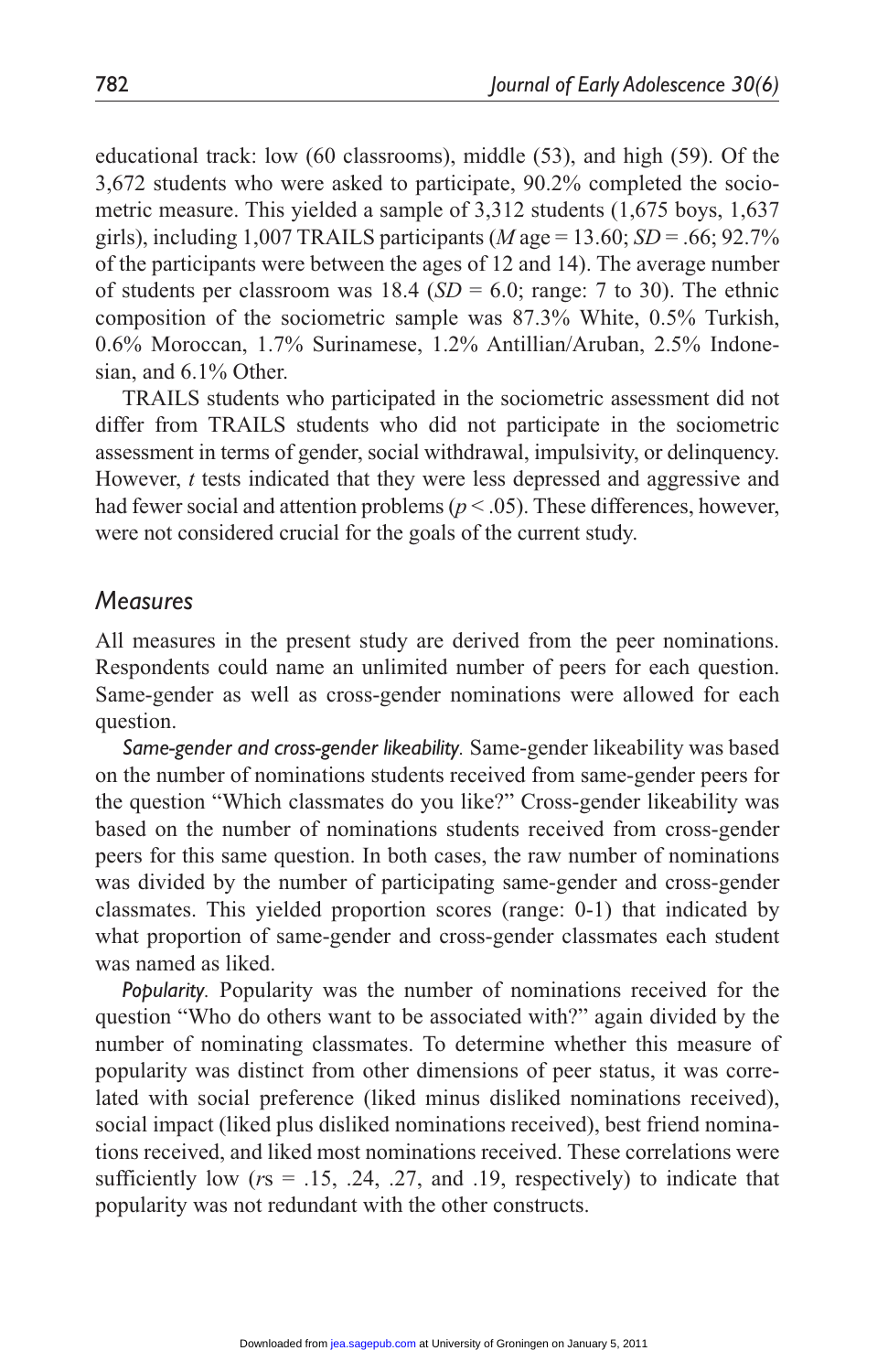educational track: low (60 classrooms), middle (53), and high (59). Of the 3,672 students who were asked to participate, 90.2% completed the sociometric measure. This yielded a sample of 3,312 students (1,675 boys, 1,637 girls), including 1,007 TRAILS participants (*M* age = 13.60; *SD* = .66; 92.7% of the participants were between the ages of 12 and 14). The average number of students per classroom was 18.4 (*SD* = 6.0; range: 7 to 30). The ethnic composition of the sociometric sample was 87.3% White, 0.5% Turkish, 0.6% Moroccan, 1.7% Surinamese, 1.2% Antillian/Aruban, 2.5% Indonesian, and 6.1% Other.

TRAILS students who participated in the sociometric assessment did not differ from TRAILS students who did not participate in the sociometric assessment in terms of gender, social withdrawal, impulsivity, or delinquency. However, *t* tests indicated that they were less depressed and aggressive and had fewer social and attention problems ($p < .05$). These differences, however, were not considered crucial for the goals of the current study.

## Measures

All measures in the present study are derived from the peer nominations. Respondents could name an unlimited number of peers for each question. Same-gender as well as cross-gender nominations were allowed for each question.

*Same-gender and cross-gender likeability.* Same-gender likeability was based on the number of nominations students received from same-gender peers for the question "Which classmates do you like?" Cross-gender likeability was based on the number of nominations students received from cross-gender peers for this same question. In both cases, the raw number of nominations was divided by the number of participating same-gender and cross-gender classmates. This yielded proportion scores (range: 0-1) that indicated by what proportion of same-gender and cross-gender classmates each student was named as liked.

*Popularity.* Popularity was the number of nominations received for the question "Who do others want to be associated with?" again divided by the number of nominating classmates. To determine whether this measure of popularity was distinct from other dimensions of peer status, it was correlated with social preference (liked minus disliked nominations received), social impact (liked plus disliked nominations received), best friend nominations received, and liked most nominations received. These correlations were sufficiently low (*r*s = .15, .24, .27, and .19, respectively) to indicate that popularity was not redundant with the other constructs.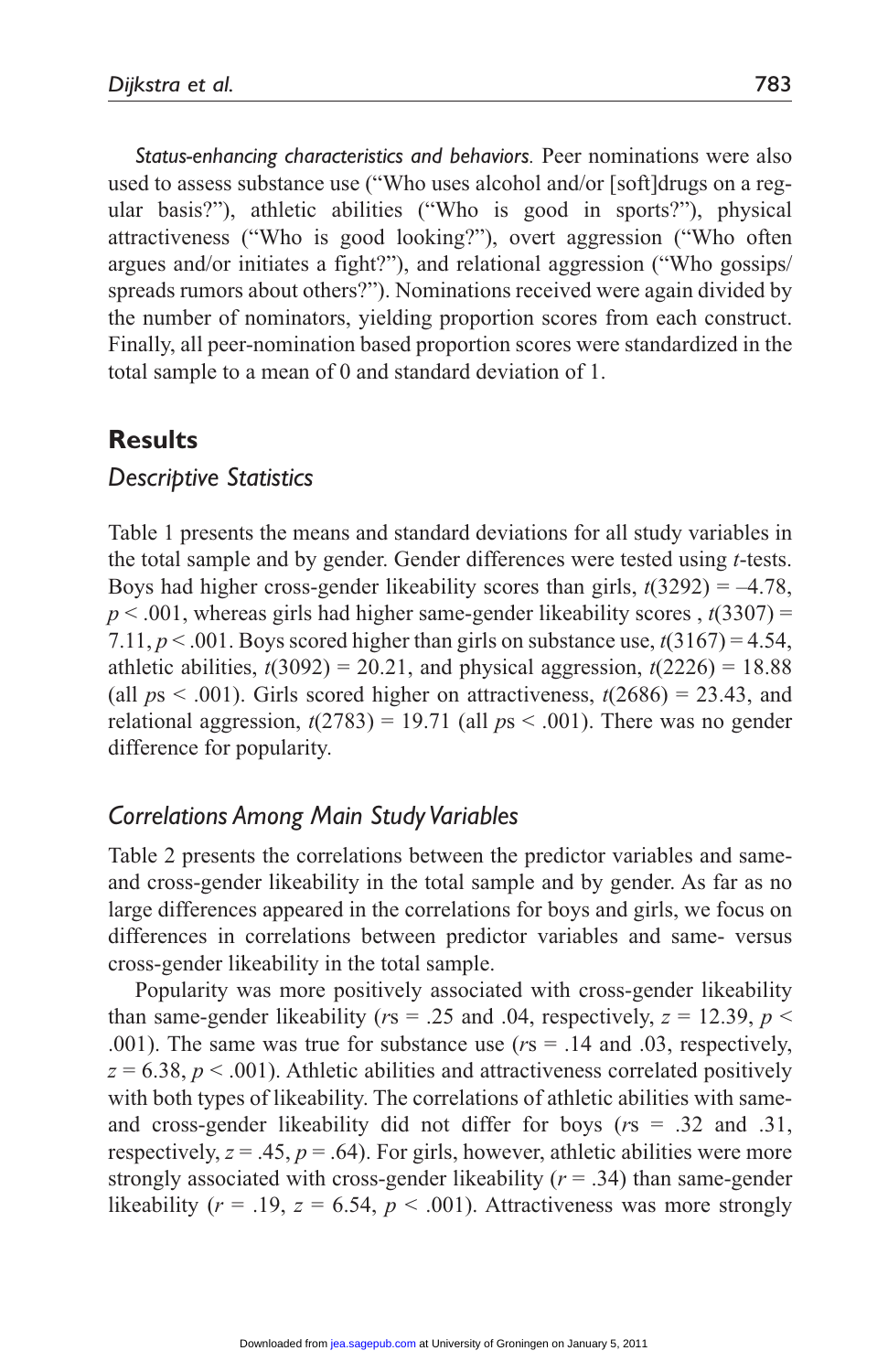*Status-enhancing characteristics and behaviors.* Peer nominations were also used to assess substance use ("Who uses alcohol and/or [soft]drugs on a regular basis?"), athletic abilities ("Who is good in sports?"), physical attractiveness ("Who is good looking?"), overt aggression ("Who often argues and/or initiates a fight?"), and relational aggression ("Who gossips/spreads rumors about others?"). Nominations received were again divided by the number of nominators, yielding proportion scores from each construct. Finally, all peer-nomination based proportion scores were standardized in the total sample to a mean of 0 and standard deviation of 1.

## Results

### Descriptive Statistics

Table 1 presents the means and standard deviations for all study variables in the total sample and by gender. Gender differences were tested using *t*-tests. Boys had higher cross-gender likeability scores than girls, $t(3292) = –4.78$, $p < .001$, whereas girls had higher same-gender likeability scores , $t(3307) = 7.11$, $p < .001$. Boys scored higher than girls on substance use, $t(3167) = 4.54$, athletic abilities, $t(3092) = 20.21$, and physical aggression, $t(2226) = 18.88$ (all *p*s $< .001$). Girls scored higher on attractiveness, $t(2686) = 23.43$, and relational aggression, $t(2783) = 19.71$ (all *p*s $< .001$). There was no gender difference for popularity.

### Correlations Among Main Study Variables

Table 2 presents the correlations between the predictor variables and same- and cross-gender likeability in the total sample and by gender. As far as no large differences appeared in the correlations for boys and girls, we focus on differences in correlations between predictor variables and same- versus cross-gender likeability in the total sample.

Popularity was more positively associated with cross-gender likeability than same-gender likeability (*r*s = .25 and .04, respectively, $z = 12.39$, $p < .001$). The same was true for substance use (*r*s = .14 and .03, respectively, $z = 6.38$, $p < .001$). Athletic abilities and attractiveness correlated positively with both types of likeability. The correlations of athletic abilities with same- and cross-gender likeability did not differ for boys (*r*s = .32 and .31, respectively, $z = .45$, $p = .64$). For girls, however, athletic abilities were more strongly associated with cross-gender likeability ($r = .34$) than same-gender likeability ($r = .19$, $z = 6.54$, $p < .001$). Attractiveness was more strongly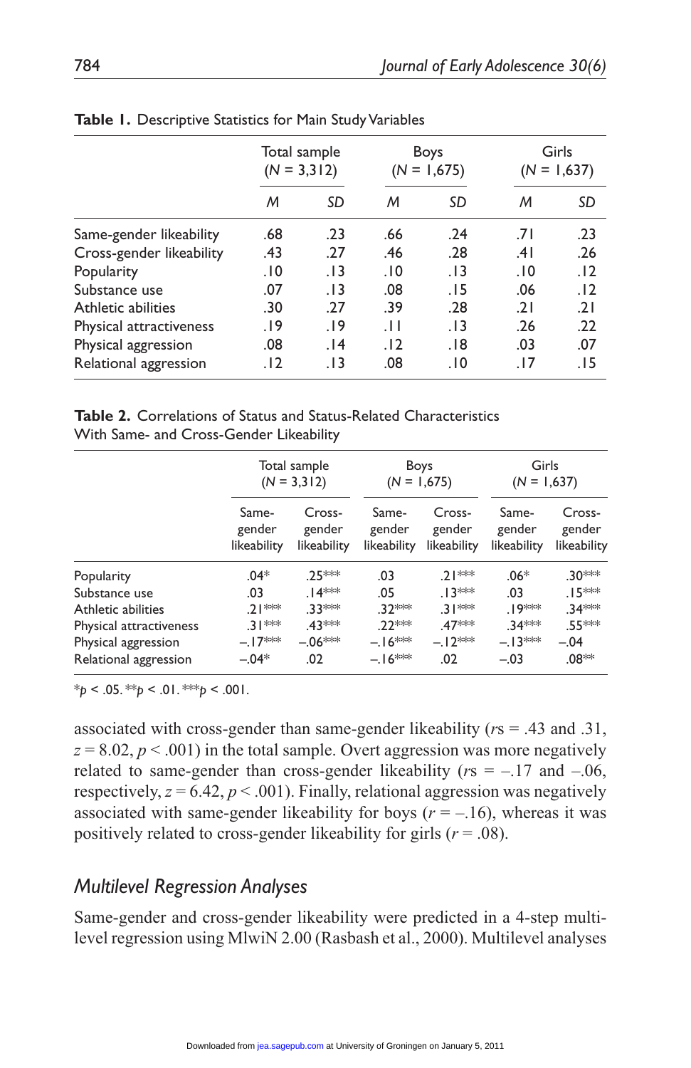**Table 1.** Descriptive Statistics for Main Study Variables

| | Total sample ($N$ = 3,312) | | Boys ($N$ = 1,675) | | Girls ($N$ = 1,637) | |
|---|---|---|---|---|---|---|
| | $M$ | $SD$ | $M$ | $SD$ | $M$ | $SD$ |
| Same-gender likeability | .68 | .23 | .66 | .24 | .71 | .23 |
| Cross-gender likeability | .43 | .27 | .46 | .28 | .41 | .26 |
| Popularity | .10 | .13 | .10 | .13 | .10 | .12 |
| Substance use | .07 | .13 | .08 | .15 | .06 | .12 |
| Athletic abilities | .30 | .27 | .39 | .28 | .21 | .21 |
| Physical attractiveness | .19 | .19 | .11 | .13 | .26 | .22 |
| Physical aggression | .08 | .14 | .12 | .18 | .03 | .07 |
| Relational aggression | .12 | .13 | .08 | .10 | .17 | .15 |

**Table 2.** Correlations of Status and Status-Related Characteristics With Same- and Cross-Gender Likeability

| | Total sample ($N$ = 3,312) | | Boys ($N$ = 1,675) | | Girls ($N$ = 1,637) | |
|---|---|---|---|---|---|---|
| | Same-gender likeability | Cross-gender likeability | Same-gender likeability | Cross-gender likeability | Same-gender likeability | Cross-gender likeability |
| Popularity | .04* | .25*** | .03 | .21*** | .06* | .30*** |
| Substance use | .03 | .14*** | .05 | .13*** | .03 | .15*** |
| Athletic abilities | .21*** | .33*** | .32*** | .31*** | .19*** | .34*** |
| Physical attractiveness | .31*** | .43*** | .22*** | .47*** | .34*** | .55*** |
| Physical aggression | –.17*** | –.06*** | –.16*** | –.12*** | –.13*** | –.04 |
| Relational aggression | –.04* | .02 | –.16*** | .02 | –.03 | .08** |

*$p$ < .05. **$p$ < .01. ***$p$ < .001.

associated with cross-gender than same-gender likeability ($r$s = .43 and .31, $z$ = 8.02, $p$ < .001) in the total sample. Overt aggression was more negatively related to same-gender than cross-gender likeability ($r$s = –.17 and –.06, respectively, $z$ = 6.42, $p$ < .001). Finally, relational aggression was negatively associated with same-gender likeability for boys ($r$ = –.16), whereas it was positively related to cross-gender likeability for girls ($r$ = .08).

## *Multilevel Regression Analyses*

Same-gender and cross-gender likeability were predicted in a 4-step multilevel regression using MlwiN 2.00 (Rasbash et al., 2000). Multilevel analyses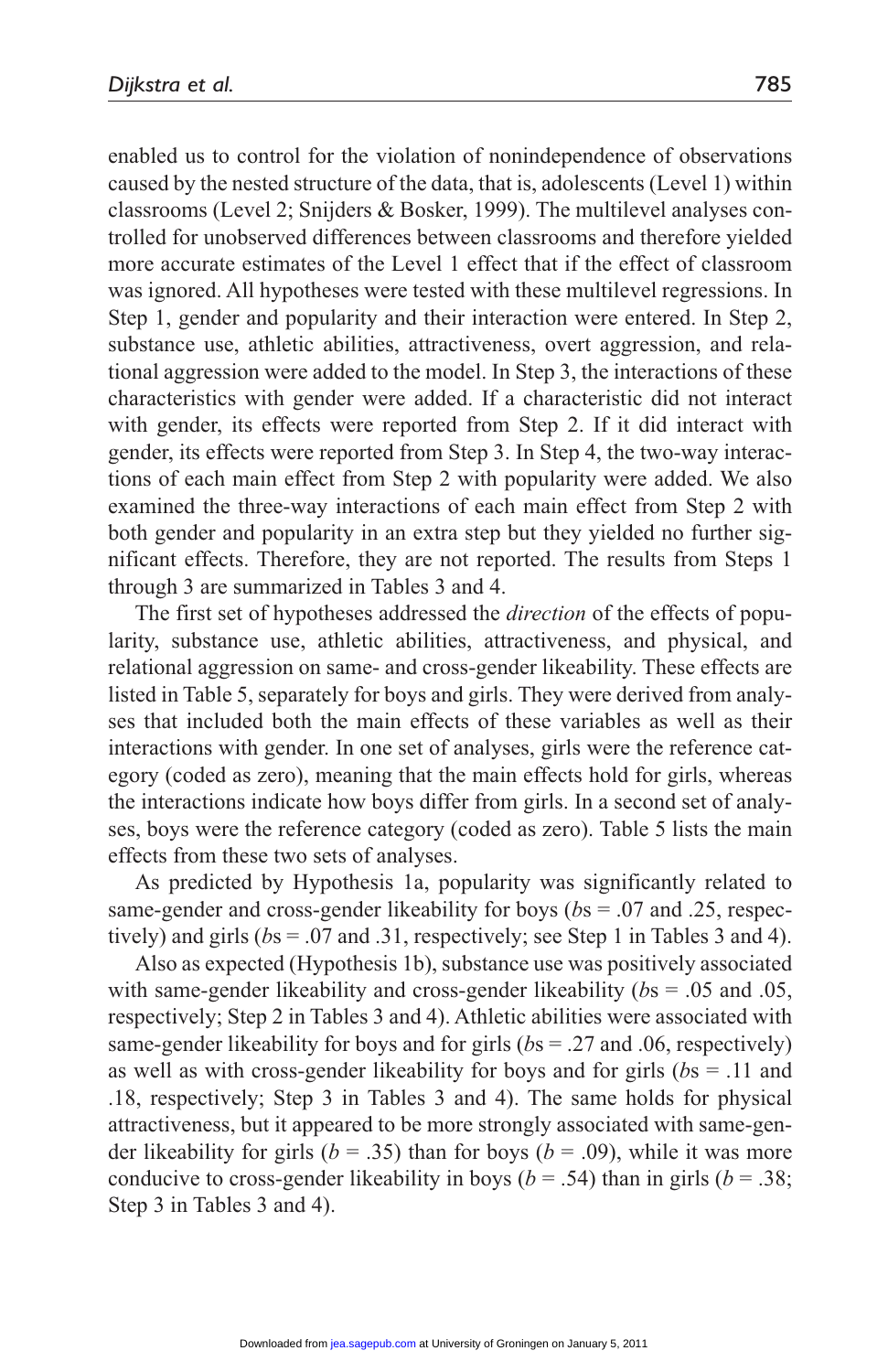enabled us to control for the violation of nonindependence of observations caused by the nested structure of the data, that is, adolescents (Level 1) within classrooms (Level 2; Snijders & Bosker, 1999). The multilevel analyses controlled for unobserved differences between classrooms and therefore yielded more accurate estimates of the Level 1 effect that if the effect of classroom was ignored. All hypotheses were tested with these multilevel regressions. In Step 1, gender and popularity and their interaction were entered. In Step 2, substance use, athletic abilities, attractiveness, overt aggression, and relational aggression were added to the model. In Step 3, the interactions of these characteristics with gender were added. If a characteristic did not interact with gender, its effects were reported from Step 2. If it did interact with gender, its effects were reported from Step 3. In Step 4, the two-way interactions of each main effect from Step 2 with popularity were added. We also examined the three-way interactions of each main effect from Step 2 with both gender and popularity in an extra step but they yielded no further significant effects. Therefore, they are not reported. The results from Steps 1 through 3 are summarized in Tables 3 and 4.

The first set of hypotheses addressed the *direction* of the effects of popularity, substance use, athletic abilities, attractiveness, and physical, and relational aggression on same- and cross-gender likeability. These effects are listed in Table 5, separately for boys and girls. They were derived from analyses that included both the main effects of these variables as well as their interactions with gender. In one set of analyses, girls were the reference category (coded as zero), meaning that the main effects hold for girls, whereas the interactions indicate how boys differ from girls. In a second set of analyses, boys were the reference category (coded as zero). Table 5 lists the main effects from these two sets of analyses.

As predicted by Hypothesis 1a, popularity was significantly related to same-gender and cross-gender likeability for boys (*b*s = .07 and .25, respectively) and girls (*b*s = .07 and .31, respectively; see Step 1 in Tables 3 and 4).

Also as expected (Hypothesis 1b), substance use was positively associated with same-gender likeability and cross-gender likeability (*b*s = .05 and .05, respectively; Step 2 in Tables 3 and 4). Athletic abilities were associated with same-gender likeability for boys and for girls (*b*s = .27 and .06, respectively) as well as with cross-gender likeability for boys and for girls (*b*s = .11 and .18, respectively; Step 3 in Tables 3 and 4). The same holds for physical attractiveness, but it appeared to be more strongly associated with same-gender likeability for girls (*b* = .35) than for boys (*b* = .09), while it was more conducive to cross-gender likeability in boys (*b* = .54) than in girls (*b* = .38; Step 3 in Tables 3 and 4).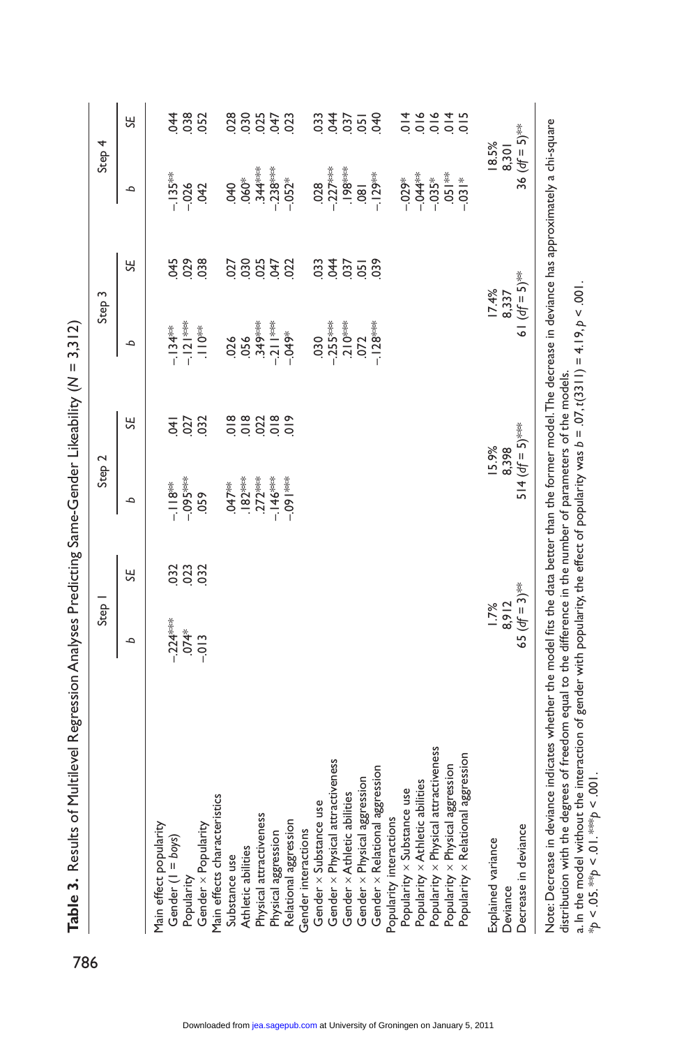**Table 3.** Results of Multilevel Regression Analyses Predicting Same-Gender Likeability (N = 3,312)

| | Step 1 | | Step 2 | | Step 3 | | Step 4 | |
|---|---|---|---|---|---|---|---|---|
| | *b* | *SE* | *b* | *SE* | *b* | *SE* | *b* | *SE* |
| Main effect popularity | | | | | | | | |
| Gender (1 = *boys*) | −.224*** | .032 | −.118** | .041 | −.134** | .045 | −.135** | .044 |
| Popularity | .074* | .023 | −.095*** | .027 | −.121*** | .029 | −.026 | .038 |
| Gender × Popularity | −.013 | .032 | .059 | .032 | .110** | .038 | .042 | .052 |
| Main effects characteristics | | | | | | | | |
| Substance use | | | .047** | .018 | .026 | .027 | .040 | .028 |
| Athletic abilities | | | .182*** | .018 | .056 | .030 | .060* | .030 |
| Physical attractiveness | | | .272*** | .022 | .349*** | .025 | .344*** | .025 |
| Physical aggression | | | −.146*** | .018 | −.211*** | .047 | −.238*** | .047 |
| Relational aggression | | | −.091*** | .019 | −.049* | .022 | −.052* | .023 |
| Gender interactions | | | | | | | | |
| Gender × Substance use | | | | | .030 | .033 | .028 | .033 |
| Gender × Physical attractiveness | | | | | −.255*** | .044 | −.227*** | .044 |
| Gender × Athletic abilities | | | | | .210*** | .037 | .198*** | .037 |
| Gender × Physical aggression | | | | | .072 | .051 | .081 | .051 |
| Gender × Relational aggression | | | | | −.128*** | .039 | −.129** | .040 |
| Popularity interactions | | | | | | | | |
| Popularity × Substance use | | | | | | | −.029* | .014 |
| Popularity × Athletic abilities | | | | | | | −.044** | .016 |
| Popularity × Physical attractiveness | | | | | | | −.035* | .016 |
| Popularity × Physical aggression | | | | | | | .051** | .014 |
| Popularity × Relational aggression | | | | | | | −.031* | .015 |
| Explained variance | 1.7% | | 15.9% | | 17.4% | | 18.5% | |
| Deviance | 8,912 | | 8,398 | | 8,337 | | 8,301 | |
| Decrease in deviance | 65 (*df* = 3)** | | 514 (*df* = 5)*** | | 61 (*df* = 5)** | | 36 (*df* = 5)** | |

Note: Decrease in deviance indicates whether the model fits the data better than the former model. The decrease in deviance has approximately a chi-square distribution with the degrees of freedom equal to the difference in the number of parameters of the models.

a. In the model without the interaction of gender with popularity, the effect of popularity was $b = .07$, $t(3311) = 4.19$, $p < .001$.

*$p < .05$. **$p < .01$. ***$p < .001$.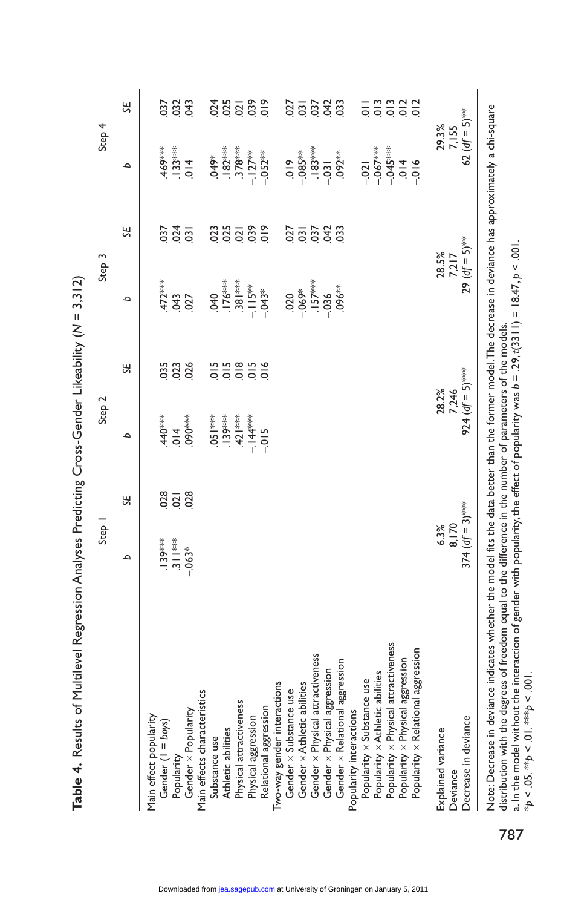**Table 4.** Results of Multilevel Regression Analyses Predicting Cross-Gender Likeability (N = 3,312)

| | Step 1 | | Step 2 | | Step 3 | | Step 4 | |
|---|---|---|---|---|---|---|---|---|
| | *b* | *SE* | *b* | *SE* | *b* | *SE* | *b* | *SE* |
| Main effect popularity | | | | | | | | |
| Gender (1 = *boys*) | .139*** | .028 | .440*** | .035 | .472*** | .037 | .469*** | .037 |
| Popularity | .311*** | .021 | .014 | .023 | .043 | .024 | .133*** | .032 |
| Gender × Popularity | –.063* | .028 | .090*** | .026 | .027 | .031 | .014 | .043 |
| Main effects characteristics | | | | | | | | |
| Substance use | | | .051*** | .015 | .040 | .023 | .049* | .024 |
| Athletic abilities | | | .139*** | .015 | .176*** | .025 | .182*** | .025 |
| Physical attractiveness | | | .421*** | .018 | .381*** | .021 | .378*** | .021 |
| Physical aggression | | | –.144*** | .015 | –.115** | .039 | –.127** | .039 |
| Relational aggression | | | –.015 | .016 | –.043* | .019 | –.052** | .019 |
| Two-way gender interactions | | | | | | | | |
| Gender × Substance use | | | | | .020 | .027 | .019 | .027 |
| Gender × Athletic abilities | | | | | –.069* | .031 | –.085** | .031 |
| Gender × Physical attractiveness | | | | | .157*** | .037 | .183*** | .037 |
| Gender × Physical aggression | | | | | –.036 | .042 | –.031 | .042 |
| Gender × Relational aggression | | | | | .096** | .033 | .092** | .033 |
| Popularity interactions | | | | | | | | |
| Popularity × Substance use | | | | | | | –.021 | .011 |
| Popularity × Athletic abilities | | | | | | | –.067*** | .013 |
| Popularity × Physical attractiveness | | | | | | | –.045*** | .013 |
| Popularity × Physical aggression | | | | | | | .014 | .012 |
| Popularity × Relational aggression | | | | | | | –.016 | .012 |
| Explained variance | 6.3% | | 28.2% | | 28.5% | | 29.3% | |
| Deviance | 8,170 | | 7,246 | | 7,217 | | 7,155 | |
| Decrease in deviance | 374 (*df* = 3)*** | | 924 (*df* = 5)*** | | 29 (*df* = 5)*** | | 62 (*df* = 5)*** | |

Note: Decrease in deviance indicates whether the model fits the data better than the former model. The decrease in deviance has approximately a chi-square distribution with the degrees of freedom equal to the difference in the number of parameters of the models.

a. In the model without the interaction of gender with popularity, the effect of popularity was $b = .29$, $t(3311) = 18.47$, $p < .001$.

*$p < .05$. **$p < .01$. ***$p < .001$.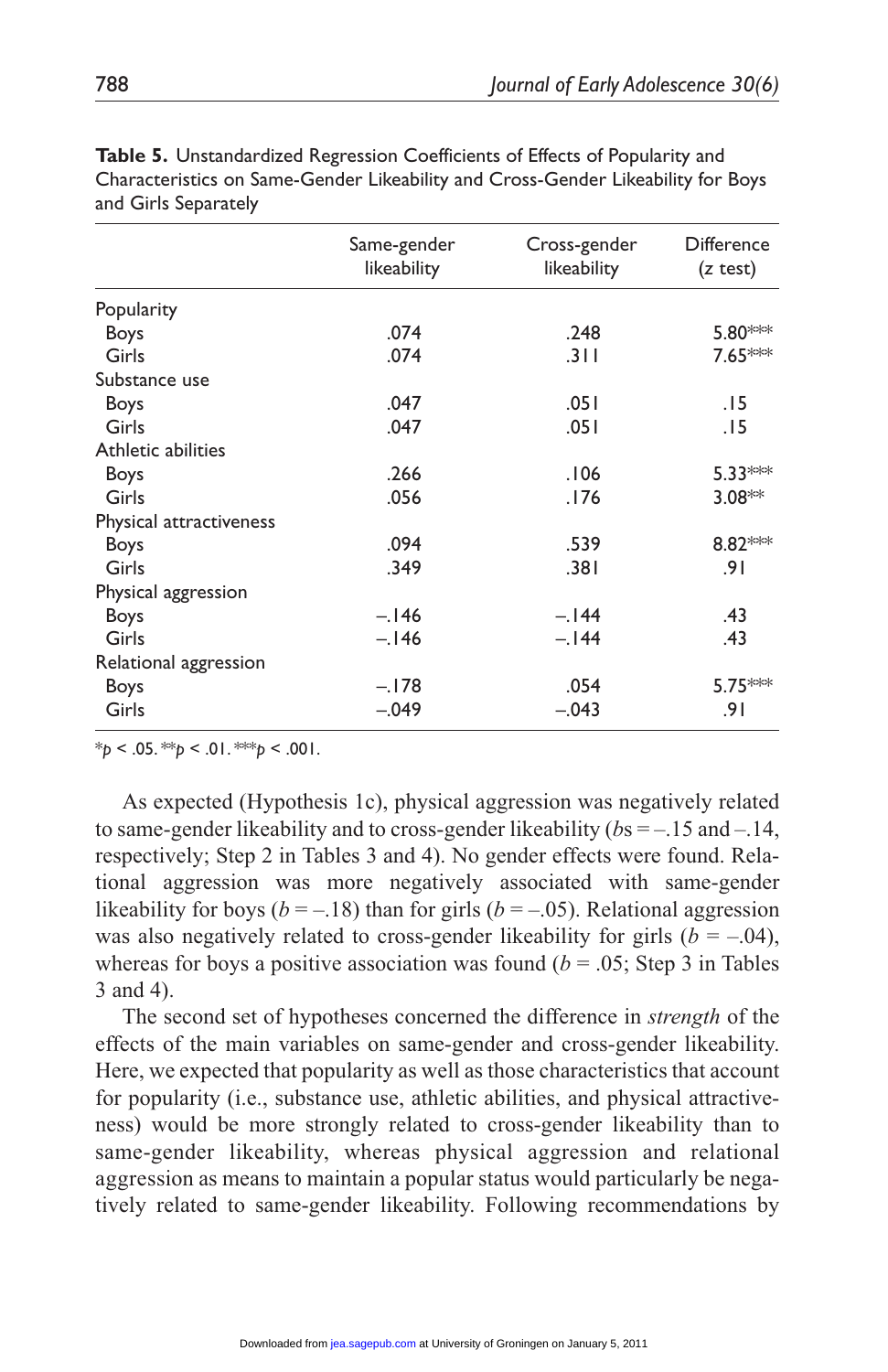**Table 5.** Unstandardized Regression Coefficients of Effects of Popularity and Characteristics on Same-Gender Likeability and Cross-Gender Likeability for Boys and Girls Separately

| | Same-gender likeability | Cross-gender likeability | Difference (z test) |
|---|---|---|---|
| Popularity | | | |
| Boys | .074 | .248 | 5.80*** |
| Girls | .074 | .311 | 7.65*** |
| Substance use | | | |
| Boys | .047 | .051 | .15 |
| Girls | .047 | .051 | .15 |
| Athletic abilities | | | |
| Boys | .266 | .106 | 5.33*** |
| Girls | .056 | .176 | 3.08** |
| Physical attractiveness | | | |
| Boys | .094 | .539 | 8.82*** |
| Girls | .349 | .381 | .91 |
| Physical aggression | | | |
| Boys | –.146 | –.144 | .43 |
| Girls | –.146 | –.144 | .43 |
| Relational aggression | | | |
| Boys | –.178 | .054 | 5.75*** |
| Girls | –.049 | –.043 | .91 |

*$p < .05$. **$p < .01$. ***$p < .001$.

As expected (Hypothesis 1c), physical aggression was negatively related to same-gender likeability and to cross-gender likeability (*b*s = –.15 and –.14, respectively; Step 2 in Tables 3 and 4). No gender effects were found. Relational aggression was more negatively associated with same-gender likeability for boys ($b = –.18$) than for girls ($b = –.05$). Relational aggression was also negatively related to cross-gender likeability for girls ($b = –.04$), whereas for boys a positive association was found ($b = .05$; Step 3 in Tables 3 and 4).

The second set of hypotheses concerned the difference in *strength* of the effects of the main variables on same-gender and cross-gender likeability. Here, we expected that popularity as well as those characteristics that account for popularity (i.e., substance use, athletic abilities, and physical attractiveness) would be more strongly related to cross-gender likeability than to same-gender likeability, whereas physical aggression and relational aggression as means to maintain a popular status would particularly be negatively related to same-gender likeability. Following recommendations by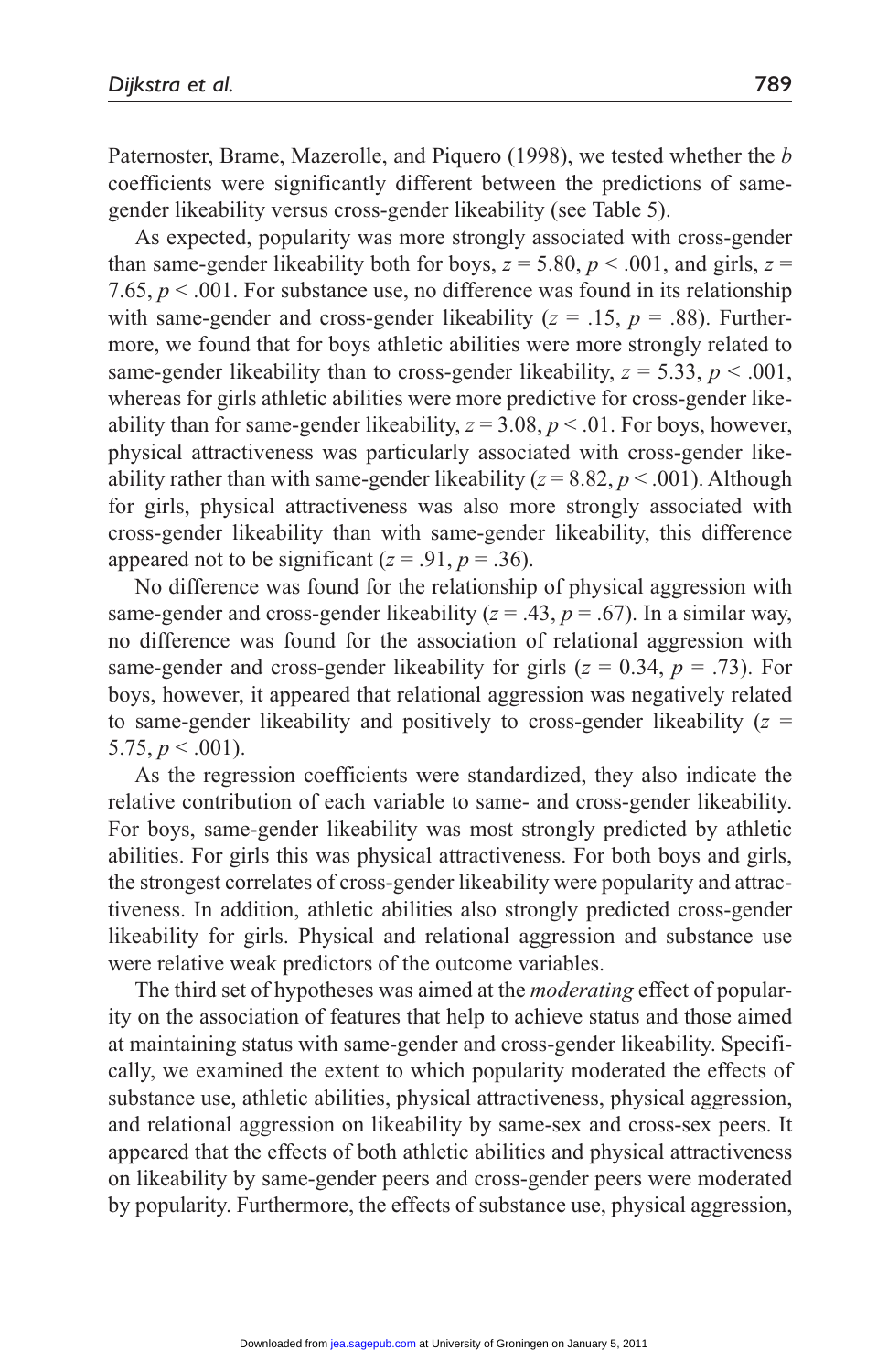Paternoster, Brame, Mazerolle, and Piquero (1998), we tested whether the *b* coefficients were significantly different between the predictions of same-gender likeability versus cross-gender likeability (see Table 5).

As expected, popularity was more strongly associated with cross-gender than same-gender likeability both for boys, $z = 5.80$, $p < .001$, and girls, $z = 7.65$, $p < .001$. For substance use, no difference was found in its relationship with same-gender and cross-gender likeability ($z = .15$, $p = .88$). Furthermore, we found that for boys athletic abilities were more strongly related to same-gender likeability than to cross-gender likeability, $z = 5.33$, $p < .001$, whereas for girls athletic abilities were more predictive for cross-gender likeability than for same-gender likeability, $z = 3.08$, $p < .01$. For boys, however, physical attractiveness was particularly associated with cross-gender likeability rather than with same-gender likeability ($z = 8.82$, $p < .001$). Although for girls, physical attractiveness was also more strongly associated with cross-gender likeability than with same-gender likeability, this difference appeared not to be significant ($z = .91$, $p = .36$).

No difference was found for the relationship of physical aggression with same-gender and cross-gender likeability ($z = .43$, $p = .67$). In a similar way, no difference was found for the association of relational aggression with same-gender and cross-gender likeability for girls ($z = 0.34$, $p = .73$). For boys, however, it appeared that relational aggression was negatively related to same-gender likeability and positively to cross-gender likeability ($z = 5.75$, $p < .001$).

As the regression coefficients were standardized, they also indicate the relative contribution of each variable to same- and cross-gender likeability. For boys, same-gender likeability was most strongly predicted by athletic abilities. For girls this was physical attractiveness. For both boys and girls, the strongest correlates of cross-gender likeability were popularity and attractiveness. In addition, athletic abilities also strongly predicted cross-gender likeability for girls. Physical and relational aggression and substance use were relative weak predictors of the outcome variables.

The third set of hypotheses was aimed at the *moderating* effect of popularity on the association of features that help to achieve status and those aimed at maintaining status with same-gender and cross-gender likeability. Specifically, we examined the extent to which popularity moderated the effects of substance use, athletic abilities, physical attractiveness, physical aggression, and relational aggression on likeability by same-sex and cross-sex peers. It appeared that the effects of both athletic abilities and physical attractiveness on likeability by same-gender peers and cross-gender peers were moderated by popularity. Furthermore, the effects of substance use, physical aggression,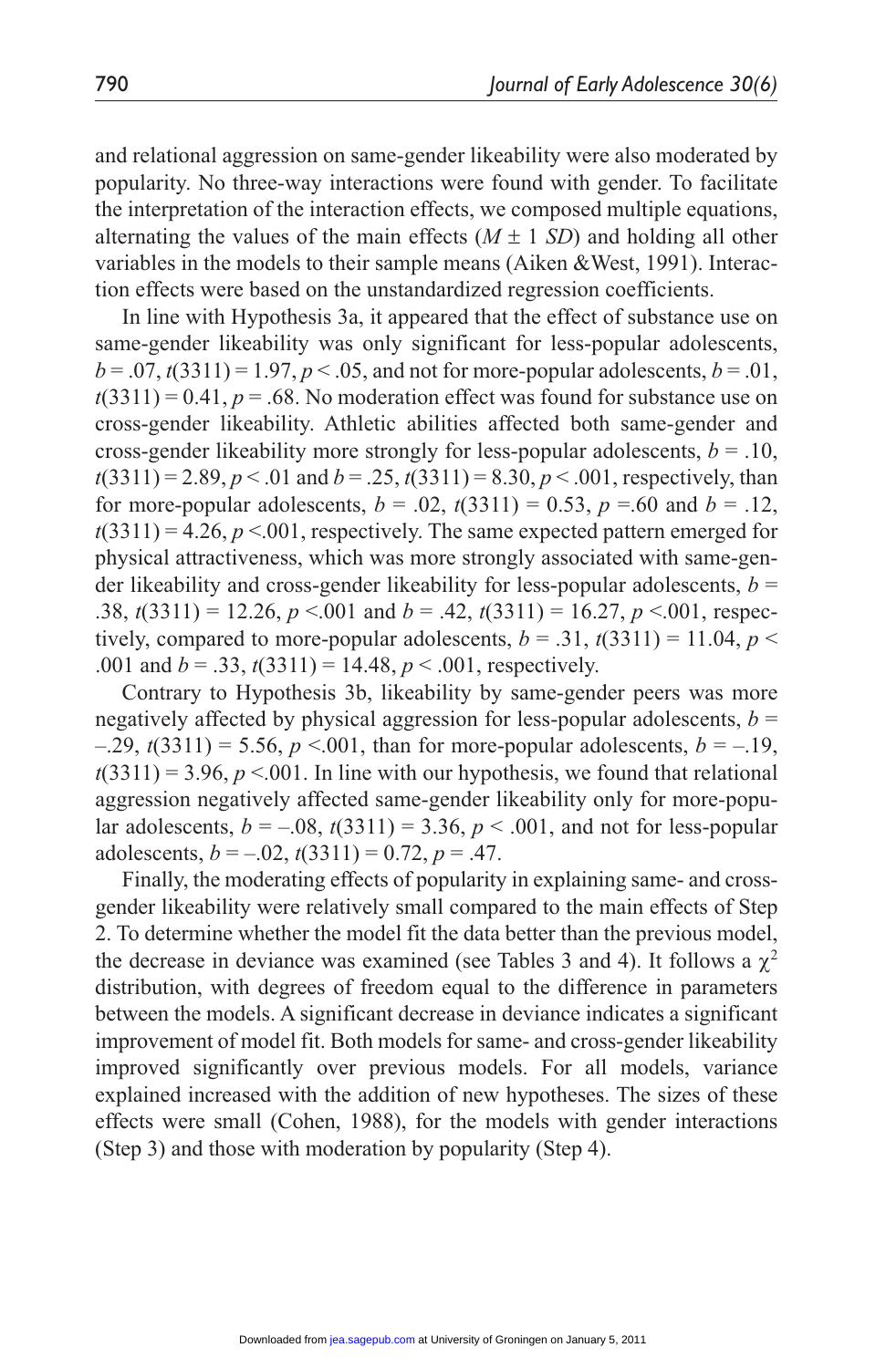and relational aggression on same-gender likeability were also moderated by popularity. No three-way interactions were found with gender. To facilitate the interpretation of the interaction effects, we composed multiple equations, alternating the values of the main effects ($M \pm 1$ *SD*) and holding all other variables in the models to their sample means (Aiken &West, 1991). Interaction effects were based on the unstandardized regression coefficients.

In line with Hypothesis 3a, it appeared that the effect of substance use on same-gender likeability was only significant for less-popular adolescents, $b = .07$, $t(3311) = 1.97$, $p < .05$, and not for more-popular adolescents, $b = .01$, $t(3311) = 0.41$, $p = .68$. No moderation effect was found for substance use on cross-gender likeability. Athletic abilities affected both same-gender and cross-gender likeability more strongly for less-popular adolescents, $b = .10$, $t(3311) = 2.89$, $p < .01$ and $b = .25$, $t(3311) = 8.30$, $p < .001$, respectively, than for more-popular adolescents, $b = .02$, $t(3311) = 0.53$, $p = .60$ and $b = .12$, $t(3311) = 4.26$, $p < .001$, respectively. The same expected pattern emerged for physical attractiveness, which was more strongly associated with same-gender likeability and cross-gender likeability for less-popular adolescents, $b = .38$, $t(3311) = 12.26$, $p < .001$ and $b = .42$, $t(3311) = 16.27$, $p < .001$, respectively, compared to more-popular adolescents, $b = .31$, $t(3311) = 11.04$, $p < .001$ and $b = .33$, $t(3311) = 14.48$, $p < .001$, respectively.

Contrary to Hypothesis 3b, likeability by same-gender peers was more negatively affected by physical aggression for less-popular adolescents, $b = -.29$, $t(3311) = 5.56$, $p < .001$, than for more-popular adolescents, $b = -.19$, $t(3311) = 3.96$, $p < .001$. In line with our hypothesis, we found that relational aggression negatively affected same-gender likeability only for more-popular adolescents, $b = -.08$, $t(3311) = 3.36$, $p < .001$, and not for less-popular adolescents, $b = -.02$, $t(3311) = 0.72$, $p = .47$.

Finally, the moderating effects of popularity in explaining same- and cross-gender likeability were relatively small compared to the main effects of Step 2. To determine whether the model fit the data better than the previous model, the decrease in deviance was examined (see Tables 3 and 4). It follows a $\chi^2$ distribution, with degrees of freedom equal to the difference in parameters between the models. A significant decrease in deviance indicates a significant improvement of model fit. Both models for same- and cross-gender likeability improved significantly over previous models. For all models, variance explained increased with the addition of new hypotheses. The sizes of these effects were small (Cohen, 1988), for the models with gender interactions (Step 3) and those with moderation by popularity (Step 4).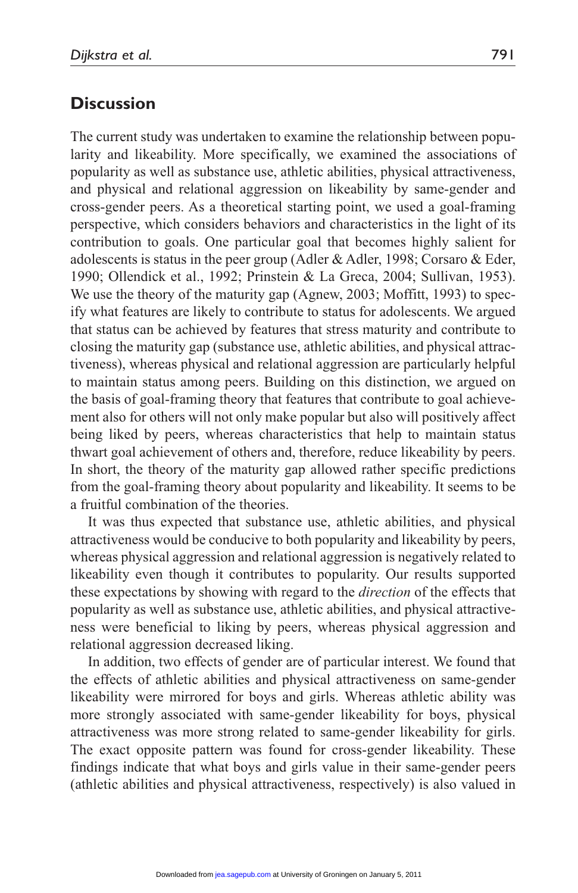## Discussion

The current study was undertaken to examine the relationship between popularity and likeability. More specifically, we examined the associations of popularity as well as substance use, athletic abilities, physical attractiveness, and physical and relational aggression on likeability by same-gender and cross-gender peers. As a theoretical starting point, we used a goal-framing perspective, which considers behaviors and characteristics in the light of its contribution to goals. One particular goal that becomes highly salient for adolescents is status in the peer group (Adler & Adler, 1998; Corsaro & Eder, 1990; Ollendick et al., 1992; Prinstein & La Greca, 2004; Sullivan, 1953). We use the theory of the maturity gap (Agnew, 2003; Moffitt, 1993) to specify what features are likely to contribute to status for adolescents. We argued that status can be achieved by features that stress maturity and contribute to closing the maturity gap (substance use, athletic abilities, and physical attractiveness), whereas physical and relational aggression are particularly helpful to maintain status among peers. Building on this distinction, we argued on the basis of goal-framing theory that features that contribute to goal achievement also for others will not only make popular but also will positively affect being liked by peers, whereas characteristics that help to maintain status thwart goal achievement of others and, therefore, reduce likeability by peers. In short, the theory of the maturity gap allowed rather specific predictions from the goal-framing theory about popularity and likeability. It seems to be a fruitful combination of the theories.

It was thus expected that substance use, athletic abilities, and physical attractiveness would be conducive to both popularity and likeability by peers, whereas physical aggression and relational aggression is negatively related to likeability even though it contributes to popularity. Our results supported these expectations by showing with regard to the *direction* of the effects that popularity as well as substance use, athletic abilities, and physical attractiveness were beneficial to liking by peers, whereas physical aggression and relational aggression decreased liking.

In addition, two effects of gender are of particular interest. We found that the effects of athletic abilities and physical attractiveness on same-gender likeability were mirrored for boys and girls. Whereas athletic ability was more strongly associated with same-gender likeability for boys, physical attractiveness was more strong related to same-gender likeability for girls. The exact opposite pattern was found for cross-gender likeability. These findings indicate that what boys and girls value in their same-gender peers (athletic abilities and physical attractiveness, respectively) is also valued in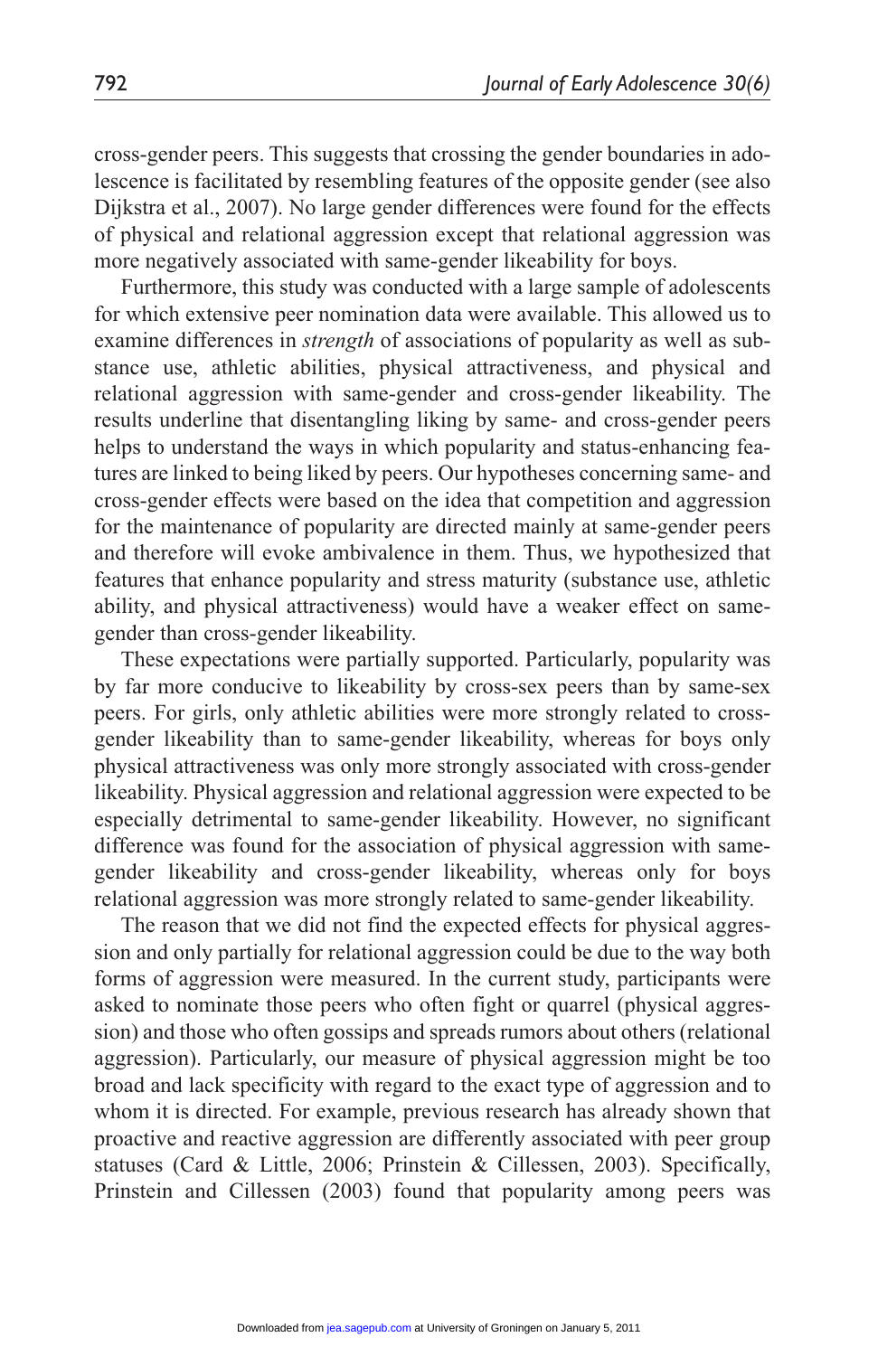cross-gender peers. This suggests that crossing the gender boundaries in adolescence is facilitated by resembling features of the opposite gender (see also Dijkstra et al., 2007). No large gender differences were found for the effects of physical and relational aggression except that relational aggression was more negatively associated with same-gender likeability for boys.

Furthermore, this study was conducted with a large sample of adolescents for which extensive peer nomination data were available. This allowed us to examine differences in *strength* of associations of popularity as well as substance use, athletic abilities, physical attractiveness, and physical and relational aggression with same-gender and cross-gender likeability. The results underline that disentangling liking by same- and cross-gender peers helps to understand the ways in which popularity and status-enhancing features are linked to being liked by peers. Our hypotheses concerning same- and cross-gender effects were based on the idea that competition and aggression for the maintenance of popularity are directed mainly at same-gender peers and therefore will evoke ambivalence in them. Thus, we hypothesized that features that enhance popularity and stress maturity (substance use, athletic ability, and physical attractiveness) would have a weaker effect on same-gender than cross-gender likeability.

These expectations were partially supported. Particularly, popularity was by far more conducive to likeability by cross-sex peers than by same-sex peers. For girls, only athletic abilities were more strongly related to cross-gender likeability than to same-gender likeability, whereas for boys only physical attractiveness was only more strongly associated with cross-gender likeability. Physical aggression and relational aggression were expected to be especially detrimental to same-gender likeability. However, no significant difference was found for the association of physical aggression with same-gender likeability and cross-gender likeability, whereas only for boys relational aggression was more strongly related to same-gender likeability.

The reason that we did not find the expected effects for physical aggression and only partially for relational aggression could be due to the way both forms of aggression were measured. In the current study, participants were asked to nominate those peers who often fight or quarrel (physical aggression) and those who often gossips and spreads rumors about others (relational aggression). Particularly, our measure of physical aggression might be too broad and lack specificity with regard to the exact type of aggression and to whom it is directed. For example, previous research has already shown that proactive and reactive aggression are differently associated with peer group statuses (Card & Little, 2006; Prinstein & Cillessen, 2003). Specifically, Prinstein and Cillessen (2003) found that popularity among peers was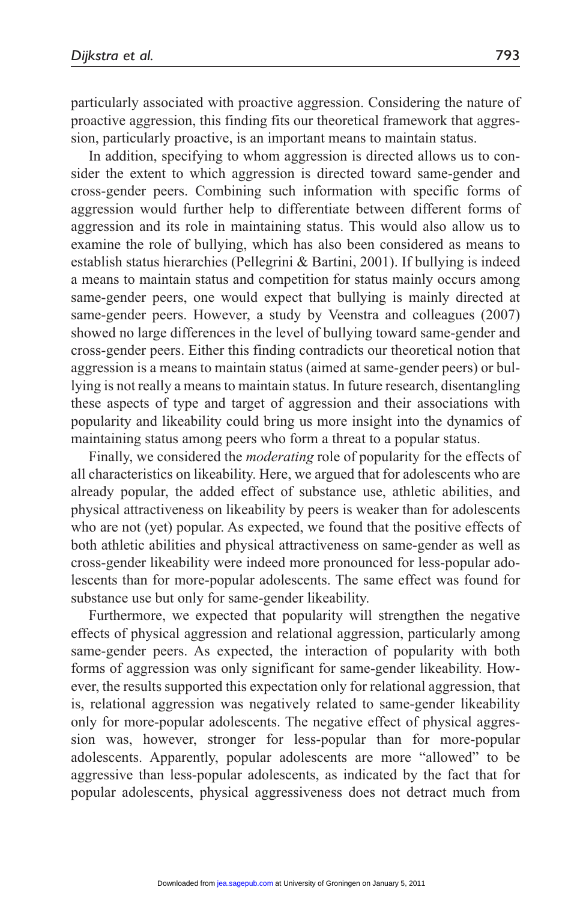particularly associated with proactive aggression. Considering the nature of proactive aggression, this finding fits our theoretical framework that aggression, particularly proactive, is an important means to maintain status.

In addition, specifying to whom aggression is directed allows us to consider the extent to which aggression is directed toward same-gender and cross-gender peers. Combining such information with specific forms of aggression would further help to differentiate between different forms of aggression and its role in maintaining status. This would also allow us to examine the role of bullying, which has also been considered as means to establish status hierarchies (Pellegrini & Bartini, 2001). If bullying is indeed a means to maintain status and competition for status mainly occurs among same-gender peers, one would expect that bullying is mainly directed at same-gender peers. However, a study by Veenstra and colleagues (2007) showed no large differences in the level of bullying toward same-gender and cross-gender peers. Either this finding contradicts our theoretical notion that aggression is a means to maintain status (aimed at same-gender peers) or bullying is not really a means to maintain status. In future research, disentangling these aspects of type and target of aggression and their associations with popularity and likeability could bring us more insight into the dynamics of maintaining status among peers who form a threat to a popular status.

Finally, we considered the *moderating* role of popularity for the effects of all characteristics on likeability. Here, we argued that for adolescents who are already popular, the added effect of substance use, athletic abilities, and physical attractiveness on likeability by peers is weaker than for adolescents who are not (yet) popular. As expected, we found that the positive effects of both athletic abilities and physical attractiveness on same-gender as well as cross-gender likeability were indeed more pronounced for less-popular adolescents than for more-popular adolescents. The same effect was found for substance use but only for same-gender likeability.

Furthermore, we expected that popularity will strengthen the negative effects of physical aggression and relational aggression, particularly among same-gender peers. As expected, the interaction of popularity with both forms of aggression was only significant for same-gender likeability. However, the results supported this expectation only for relational aggression, that is, relational aggression was negatively related to same-gender likeability only for more-popular adolescents. The negative effect of physical aggression was, however, stronger for less-popular than for more-popular adolescents. Apparently, popular adolescents are more "allowed" to be aggressive than less-popular adolescents, as indicated by the fact that for popular adolescents, physical aggressiveness does not detract much from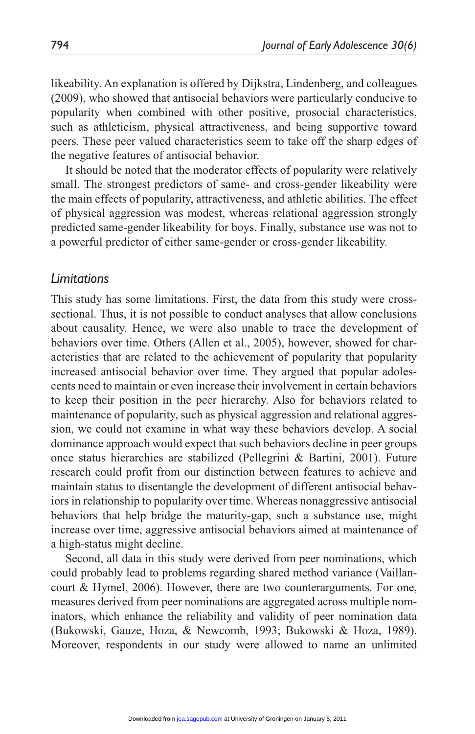likeability. An explanation is offered by Dijkstra, Lindenberg, and colleagues (2009), who showed that antisocial behaviors were particularly conducive to popularity when combined with other positive, prosocial characteristics, such as athleticism, physical attractiveness, and being supportive toward peers. These peer valued characteristics seem to take off the sharp edges of the negative features of antisocial behavior.

It should be noted that the moderator effects of popularity were relatively small. The strongest predictors of same- and cross-gender likeability were the main effects of popularity, attractiveness, and athletic abilities. The effect of physical aggression was modest, whereas relational aggression strongly predicted same-gender likeability for boys. Finally, substance use was not to a powerful predictor of either same-gender or cross-gender likeability.

## *Limitations*

This study has some limitations. First, the data from this study were cross-sectional. Thus, it is not possible to conduct analyses that allow conclusions about causality. Hence, we were also unable to trace the development of behaviors over time. Others (Allen et al., 2005), however, showed for characteristics that are related to the achievement of popularity that popularity increased antisocial behavior over time. They argued that popular adolescents need to maintain or even increase their involvement in certain behaviors to keep their position in the peer hierarchy. Also for behaviors related to maintenance of popularity, such as physical aggression and relational aggression, we could not examine in what way these behaviors develop. A social dominance approach would expect that such behaviors decline in peer groups once status hierarchies are stabilized (Pellegrini & Bartini, 2001). Future research could profit from our distinction between features to achieve and maintain status to disentangle the development of different antisocial behaviors in relationship to popularity over time. Whereas nonaggressive antisocial behaviors that help bridge the maturity-gap, such a substance use, might increase over time, aggressive antisocial behaviors aimed at maintenance of a high-status might decline.

Second, all data in this study were derived from peer nominations, which could probably lead to problems regarding shared method variance (Vaillancourt & Hymel, 2006). However, there are two counterarguments. For one, measures derived from peer nominations are aggregated across multiple nominators, which enhance the reliability and validity of peer nomination data (Bukowski, Gauze, Hoza, & Newcomb, 1993; Bukowski & Hoza, 1989). Moreover, respondents in our study were allowed to name an unlimited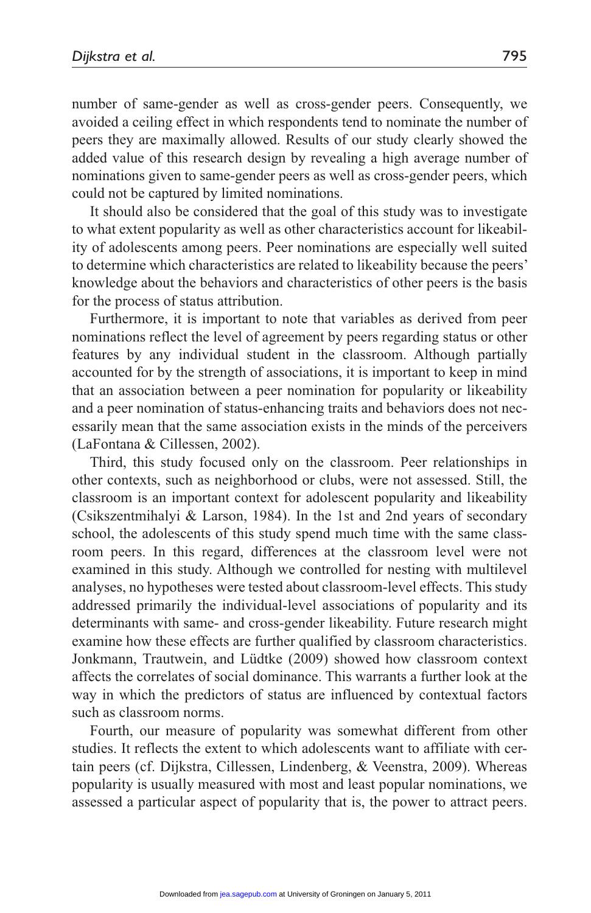number of same-gender as well as cross-gender peers. Consequently, we avoided a ceiling effect in which respondents tend to nominate the number of peers they are maximally allowed. Results of our study clearly showed the added value of this research design by revealing a high average number of nominations given to same-gender peers as well as cross-gender peers, which could not be captured by limited nominations.

It should also be considered that the goal of this study was to investigate to what extent popularity as well as other characteristics account for likeability of adolescents among peers. Peer nominations are especially well suited to determine which characteristics are related to likeability because the peers' knowledge about the behaviors and characteristics of other peers is the basis for the process of status attribution.

Furthermore, it is important to note that variables as derived from peer nominations reflect the level of agreement by peers regarding status or other features by any individual student in the classroom. Although partially accounted for by the strength of associations, it is important to keep in mind that an association between a peer nomination for popularity or likeability and a peer nomination of status-enhancing traits and behaviors does not necessarily mean that the same association exists in the minds of the perceivers (LaFontana & Cillessen, 2002).

Third, this study focused only on the classroom. Peer relationships in other contexts, such as neighborhood or clubs, were not assessed. Still, the classroom is an important context for adolescent popularity and likeability (Csikszentmihalyi & Larson, 1984). In the 1st and 2nd years of secondary school, the adolescents of this study spend much time with the same classroom peers. In this regard, differences at the classroom level were not examined in this study. Although we controlled for nesting with multilevel analyses, no hypotheses were tested about classroom-level effects. This study addressed primarily the individual-level associations of popularity and its determinants with same- and cross-gender likeability. Future research might examine how these effects are further qualified by classroom characteristics. Jonkmann, Trautwein, and Lüdtke (2009) showed how classroom context affects the correlates of social dominance. This warrants a further look at the way in which the predictors of status are influenced by contextual factors such as classroom norms.

Fourth, our measure of popularity was somewhat different from other studies. It reflects the extent to which adolescents want to affiliate with certain peers (cf. Dijkstra, Cillessen, Lindenberg, & Veenstra, 2009). Whereas popularity is usually measured with most and least popular nominations, we assessed a particular aspect of popularity that is, the power to attract peers.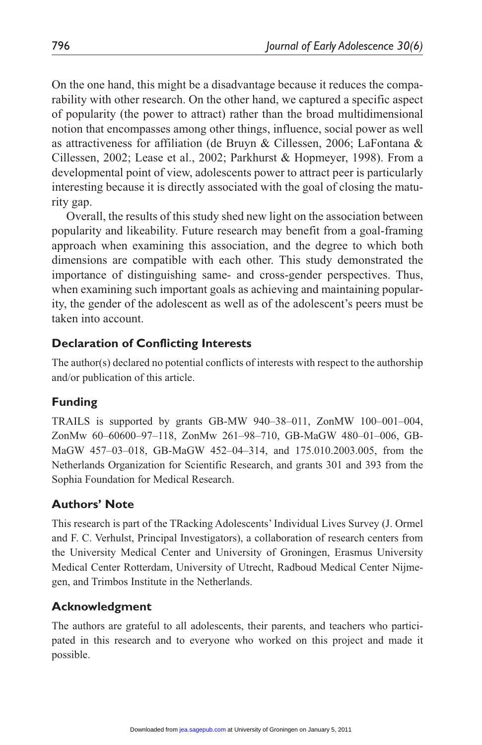On the one hand, this might be a disadvantage because it reduces the comparability with other research. On the other hand, we captured a specific aspect of popularity (the power to attract) rather than the broad multidimensional notion that encompasses among other things, influence, social power as well as attractiveness for affiliation (de Bruyn & Cillessen, 2006; LaFontana & Cillessen, 2002; Lease et al., 2002; Parkhurst & Hopmeyer, 1998). From a developmental point of view, adolescents power to attract peer is particularly interesting because it is directly associated with the goal of closing the maturity gap.

Overall, the results of this study shed new light on the association between popularity and likeability. Future research may benefit from a goal-framing approach when examining this association, and the degree to which both dimensions are compatible with each other. This study demonstrated the importance of distinguishing same- and cross-gender perspectives. Thus, when examining such important goals as achieving and maintaining popularity, the gender of the adolescent as well as of the adolescent's peers must be taken into account.

## Declaration of Conflicting Interests

The author(s) declared no potential conflicts of interests with respect to the authorship and/or publication of this article.

## Funding

TRAILS is supported by grants GB-MW 940–38–011, ZonMW 100–001–004, ZonMw 60–60600–97–118, ZonMw 261–98–710, GB-MaGW 480–01–006, GB-MaGW 457–03–018, GB-MaGW 452–04–314, and 175.010.2003.005, from the Netherlands Organization for Scientific Research, and grants 301 and 393 from the Sophia Foundation for Medical Research.

## Authors' Note

This research is part of the TRacking Adolescents' Individual Lives Survey (J. Ormel and F. C. Verhulst, Principal Investigators), a collaboration of research centers from the University Medical Center and University of Groningen, Erasmus University Medical Center Rotterdam, University of Utrecht, Radboud Medical Center Nijmegen, and Trimbos Institute in the Netherlands.

## Acknowledgment

The authors are grateful to all adolescents, their parents, and teachers who participated in this research and to everyone who worked on this project and made it possible.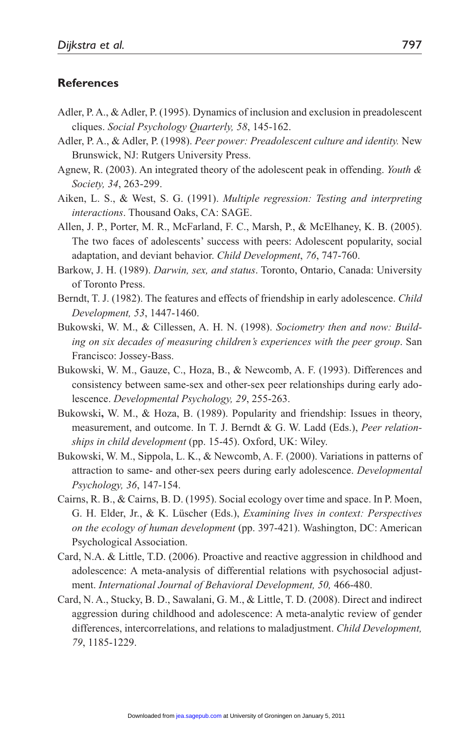## References

Adler, P. A., & Adler, P. (1995). Dynamics of inclusion and exclusion in preadolescent cliques. *Social Psychology Quarterly, 58*, 145-162.

Adler, P. A., & Adler, P. (1998). *Peer power: Preadolescent culture and identity.* New Brunswick, NJ: Rutgers University Press.

Agnew, R. (2003). An integrated theory of the adolescent peak in offending. *Youth & Society, 34*, 263-299.

Aiken, L. S., & West, S. G. (1991). *Multiple regression: Testing and interpreting interactions*. Thousand Oaks, CA: SAGE.

Allen, J. P., Porter, M. R., McFarland, F. C., Marsh, P., & McElhaney, K. B. (2005). The two faces of adolescents' success with peers: Adolescent popularity, social adaptation, and deviant behavior. *Child Development*, *76*, 747-760.

Barkow, J. H. (1989). *Darwin, sex, and status*. Toronto, Ontario, Canada: University of Toronto Press.

Berndt, T. J. (1982). The features and effects of friendship in early adolescence. *Child Development, 53*, 1447-1460.

Bukowski, W. M., & Cillessen, A. H. N. (1998). *Sociometry then and now: Building on six decades of measuring children's experiences with the peer group*. San Francisco: Jossey-Bass.

Bukowski, W. M., Gauze, C., Hoza, B., & Newcomb, A. F. (1993). Differences and consistency between same-sex and other-sex peer relationships during early adolescence. *Developmental Psychology, 29*, 255-263.

Bukowski**,** W. M., & Hoza, B. (1989). Popularity and friendship: Issues in theory, measurement, and outcome. In T. J. Berndt & G. W. Ladd (Eds.), *Peer relationships in child development* (pp. 15-45). Oxford, UK: Wiley.

Bukowski, W. M., Sippola, L. K., & Newcomb, A. F. (2000). Variations in patterns of attraction to same- and other-sex peers during early adolescence. *Developmental Psychology, 36*, 147-154.

Cairns, R. B., & Cairns, B. D. (1995). Social ecology over time and space. In P. Moen, G. H. Elder, Jr., & K. Lüscher (Eds.), *Examining lives in context: Perspectives on the ecology of human development* (pp. 397-421). Washington, DC: American Psychological Association.

Card, N.A. & Little, T.D. (2006). Proactive and reactive aggression in childhood and adolescence: A meta-analysis of differential relations with psychosocial adjustment. *International Journal of Behavioral Development, 50,* 466-480.

Card, N. A., Stucky, B. D., Sawalani, G. M., & Little, T. D. (2008). Direct and indirect aggression during childhood and adolescence: A meta-analytic review of gender differences, intercorrelations, and relations to maladjustment. *Child Development, 79*, 1185-1229.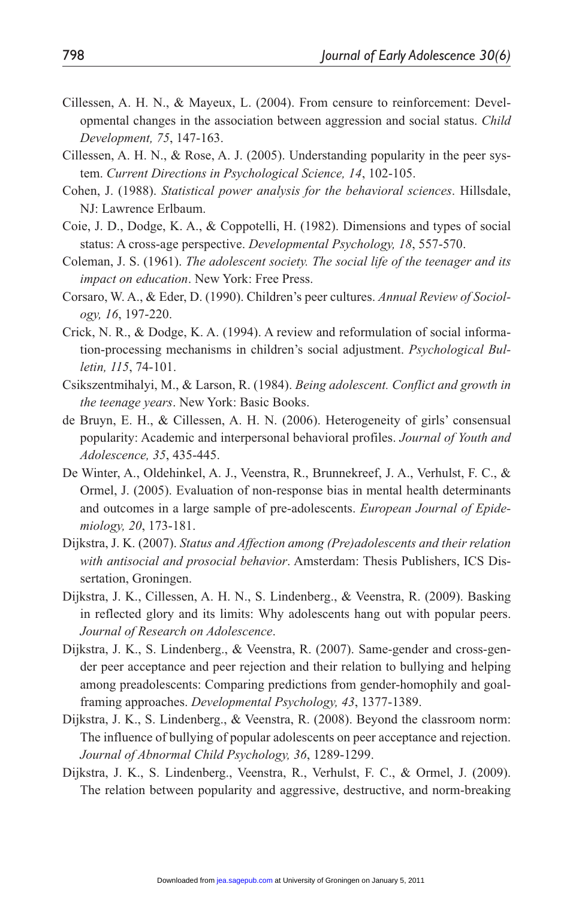Cillessen, A. H. N., & Mayeux, L. (2004). From censure to reinforcement: Developmental changes in the association between aggression and social status. *Child Development, 75*, 147-163.

Cillessen, A. H. N., & Rose, A. J. (2005). Understanding popularity in the peer system. *Current Directions in Psychological Science, 14*, 102-105.

Cohen, J. (1988). *Statistical power analysis for the behavioral sciences*. Hillsdale, NJ: Lawrence Erlbaum.

Coie, J. D., Dodge, K. A., & Coppotelli, H. (1982). Dimensions and types of social status: A cross-age perspective. *Developmental Psychology, 18*, 557-570.

Coleman, J. S. (1961). *The adolescent society. The social life of the teenager and its impact on education*. New York: Free Press.

Corsaro, W. A., & Eder, D. (1990). Children's peer cultures. *Annual Review of Sociology, 16*, 197-220.

Crick, N. R., & Dodge, K. A. (1994). A review and reformulation of social information-processing mechanisms in children's social adjustment. *Psychological Bulletin, 115*, 74-101.

Csikszentmihalyi, M., & Larson, R. (1984). *Being adolescent. Conflict and growth in the teenage years*. New York: Basic Books.

de Bruyn, E. H., & Cillessen, A. H. N. (2006). Heterogeneity of girls' consensual popularity: Academic and interpersonal behavioral profiles. *Journal of Youth and Adolescence, 35*, 435-445.

De Winter, A., Oldehinkel, A. J., Veenstra, R., Brunnekreef, J. A., Verhulst, F. C., & Ormel, J. (2005). Evaluation of non-response bias in mental health determinants and outcomes in a large sample of pre-adolescents. *European Journal of Epidemiology, 20*, 173-181.

Dijkstra, J. K. (2007). *Status and Affection among (Pre)adolescents and their relation with antisocial and prosocial behavior*. Amsterdam: Thesis Publishers, ICS Dissertation, Groningen.

Dijkstra, J. K., Cillessen, A. H. N., S. Lindenberg., & Veenstra, R. (2009). Basking in reflected glory and its limits: Why adolescents hang out with popular peers. *Journal of Research on Adolescence*.

Dijkstra, J. K., S. Lindenberg., & Veenstra, R. (2007). Same-gender and cross-gender peer acceptance and peer rejection and their relation to bullying and helping among preadolescents: Comparing predictions from gender-homophily and goal-framing approaches. *Developmental Psychology, 43*, 1377-1389.

Dijkstra, J. K., S. Lindenberg., & Veenstra, R. (2008). Beyond the classroom norm: The influence of bullying of popular adolescents on peer acceptance and rejection. *Journal of Abnormal Child Psychology, 36*, 1289-1299.

Dijkstra, J. K., S. Lindenberg., Veenstra, R., Verhulst, F. C., & Ormel, J. (2009). The relation between popularity and aggressive, destructive, and norm-breaking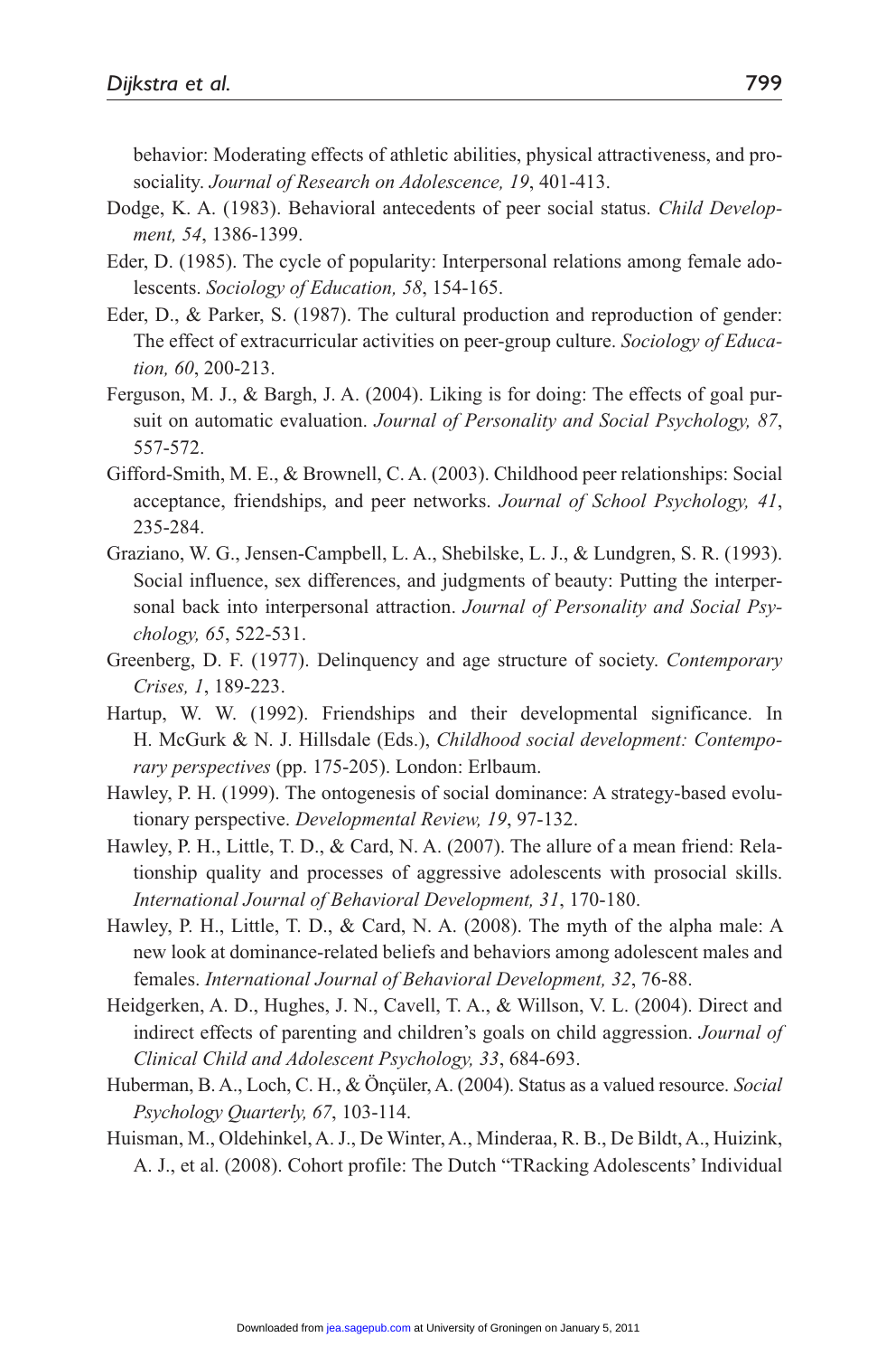behavior: Moderating effects of athletic abilities, physical attractiveness, and prosociality. *Journal of Research on Adolescence, 19*, 401-413.

Dodge, K. A. (1983). Behavioral antecedents of peer social status. *Child Development, 54*, 1386-1399.

Eder, D. (1985). The cycle of popularity: Interpersonal relations among female adolescents. *Sociology of Education, 58*, 154-165.

Eder, D., & Parker, S. (1987). The cultural production and reproduction of gender: The effect of extracurricular activities on peer-group culture. *Sociology of Education, 60*, 200-213.

Ferguson, M. J., & Bargh, J. A. (2004). Liking is for doing: The effects of goal pursuit on automatic evaluation. *Journal of Personality and Social Psychology, 87*, 557-572.

Gifford-Smith, M. E., & Brownell, C. A. (2003). Childhood peer relationships: Social acceptance, friendships, and peer networks. *Journal of School Psychology, 41*, 235-284.

Graziano, W. G., Jensen-Campbell, L. A., Shebilske, L. J., & Lundgren, S. R. (1993). Social influence, sex differences, and judgments of beauty: Putting the interpersonal back into interpersonal attraction. *Journal of Personality and Social Psychology, 65*, 522-531.

Greenberg, D. F. (1977). Delinquency and age structure of society. *Contemporary Crises, 1*, 189-223.

Hartup, W. W. (1992). Friendships and their developmental significance. In H. McGurk & N. J. Hillsdale (Eds.), *Childhood social development: Contemporary perspectives* (pp. 175-205). London: Erlbaum.

Hawley, P. H. (1999). The ontogenesis of social dominance: A strategy-based evolutionary perspective. *Developmental Review, 19*, 97-132.

Hawley, P. H., Little, T. D., & Card, N. A. (2007). The allure of a mean friend: Relationship quality and processes of aggressive adolescents with prosocial skills. *International Journal of Behavioral Development, 31*, 170-180.

Hawley, P. H., Little, T. D., & Card, N. A. (2008). The myth of the alpha male: A new look at dominance-related beliefs and behaviors among adolescent males and females. *International Journal of Behavioral Development, 32*, 76-88.

Heidgerken, A. D., Hughes, J. N., Cavell, T. A., & Willson, V. L. (2004). Direct and indirect effects of parenting and children's goals on child aggression. *Journal of Clinical Child and Adolescent Psychology, 33*, 684-693.

Huberman, B. A., Loch, C. H., & Önçüler, A. (2004). Status as a valued resource. *Social Psychology Quarterly, 67*, 103-114.

Huisman, M., Oldehinkel, A. J., De Winter, A., Minderaa, R. B., De Bildt, A., Huizink, A. J., et al. (2008). Cohort profile: The Dutch "TRacking Adolescents' Individual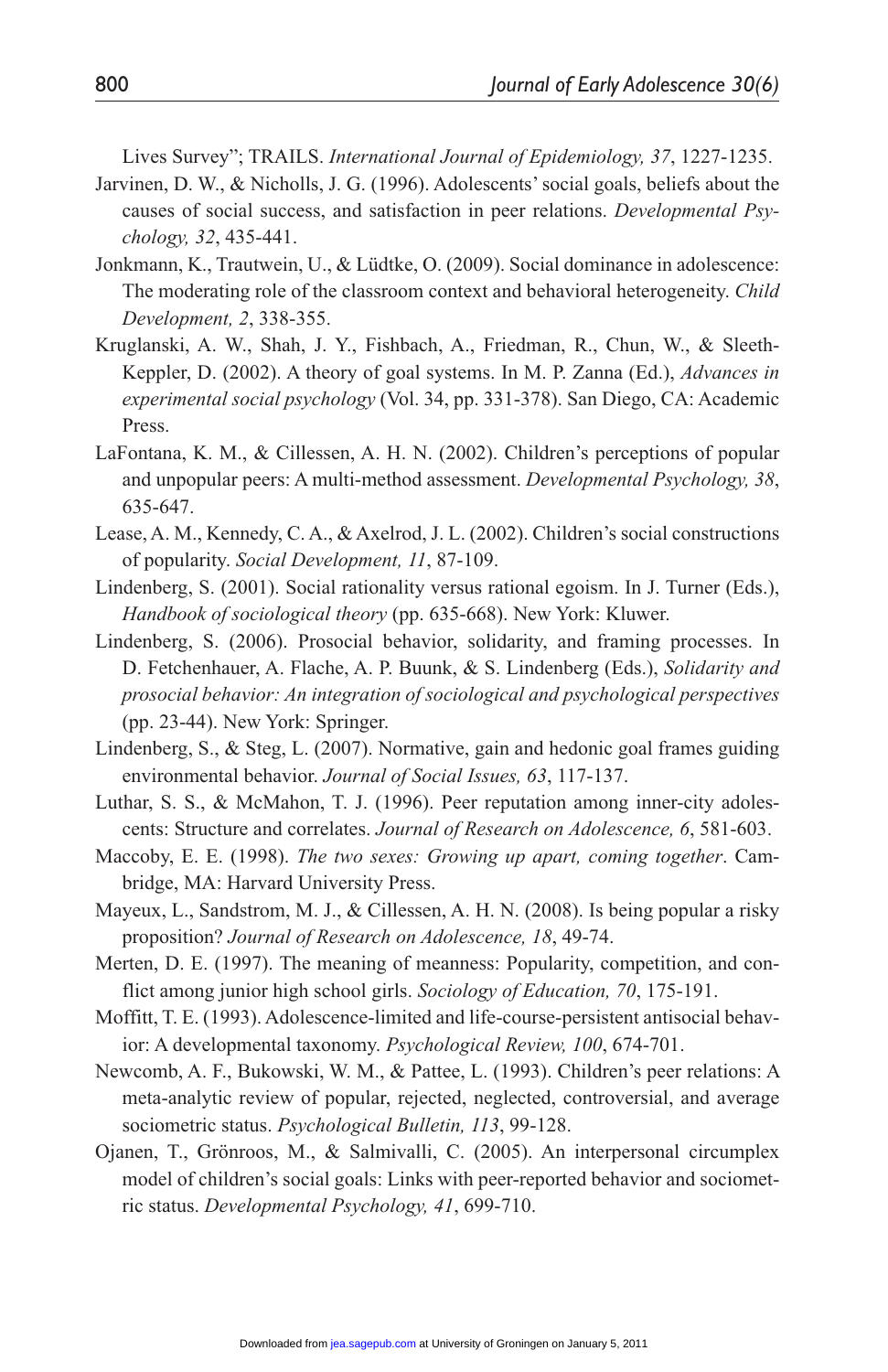Lives Survey"; TRAILS. *International Journal of Epidemiology, 37*, 1227-1235.

Jarvinen, D. W., & Nicholls, J. G. (1996). Adolescents' social goals, beliefs about the causes of social success, and satisfaction in peer relations. *Developmental Psychology, 32*, 435-441.

Jonkmann, K., Trautwein, U., & Lüdtke, O. (2009). Social dominance in adolescence: The moderating role of the classroom context and behavioral heterogeneity. *Child Development, 2*, 338-355.

Kruglanski, A. W., Shah, J. Y., Fishbach, A., Friedman, R., Chun, W., & Sleeth-Keppler, D. (2002). A theory of goal systems. In M. P. Zanna (Ed.), *Advances in experimental social psychology* (Vol. 34, pp. 331-378). San Diego, CA: Academic Press.

LaFontana, K. M., & Cillessen, A. H. N. (2002). Children's perceptions of popular and unpopular peers: A multi-method assessment. *Developmental Psychology, 38*, 635-647.

Lease, A. M., Kennedy, C. A., & Axelrod, J. L. (2002). Children's social constructions of popularity. *Social Development, 11*, 87-109.

Lindenberg, S. (2001). Social rationality versus rational egoism. In J. Turner (Eds.), *Handbook of sociological theory* (pp. 635-668). New York: Kluwer.

Lindenberg, S. (2006). Prosocial behavior, solidarity, and framing processes. In D. Fetchenhauer, A. Flache, A. P. Buunk, & S. Lindenberg (Eds.), *Solidarity and prosocial behavior: An integration of sociological and psychological perspectives* (pp. 23-44). New York: Springer.

Lindenberg, S., & Steg, L. (2007). Normative, gain and hedonic goal frames guiding environmental behavior. *Journal of Social Issues, 63*, 117-137.

Luthar, S. S., & McMahon, T. J. (1996). Peer reputation among inner-city adolescents: Structure and correlates. *Journal of Research on Adolescence, 6*, 581-603.

Maccoby, E. E. (1998). *The two sexes: Growing up apart, coming together*. Cambridge, MA: Harvard University Press.

Mayeux, L., Sandstrom, M. J., & Cillessen, A. H. N. (2008). Is being popular a risky proposition? *Journal of Research on Adolescence, 18*, 49-74.

Merten, D. E. (1997). The meaning of meanness: Popularity, competition, and conflict among junior high school girls. *Sociology of Education, 70*, 175-191.

Moffitt, T. E. (1993). Adolescence-limited and life-course-persistent antisocial behavior: A developmental taxonomy. *Psychological Review, 100*, 674-701.

Newcomb, A. F., Bukowski, W. M., & Pattee, L. (1993). Children's peer relations: A meta-analytic review of popular, rejected, neglected, controversial, and average sociometric status. *Psychological Bulletin, 113*, 99-128.

Ojanen, T., Grönroos, M., & Salmivalli, C. (2005). An interpersonal circumplex model of children's social goals: Links with peer-reported behavior and sociometric status. *Developmental Psychology, 41*, 699-710.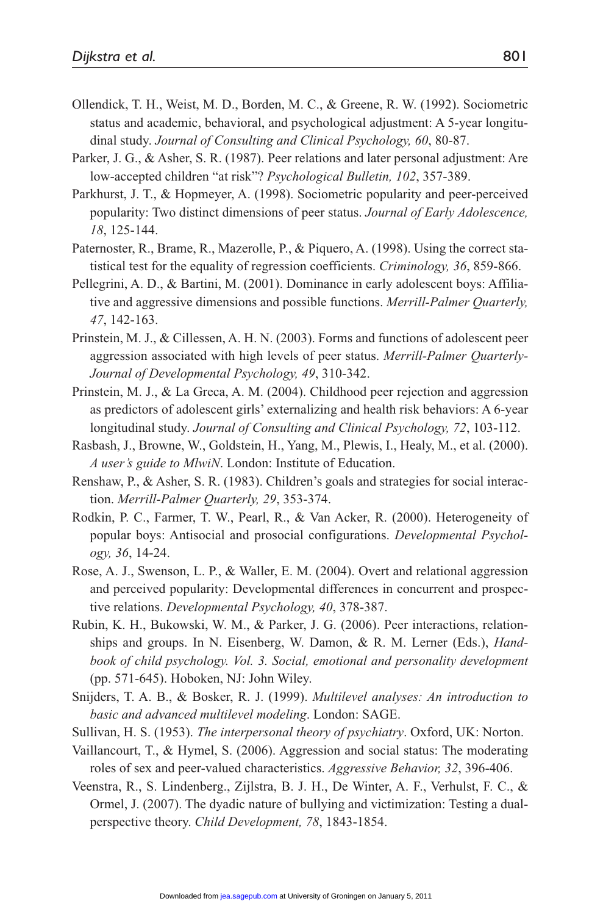Ollendick, T. H., Weist, M. D., Borden, M. C., & Greene, R. W. (1992). Sociometric status and academic, behavioral, and psychological adjustment: A 5-year longitudinal study. *Journal of Consulting and Clinical Psychology, 60*, 80-87.

Parker, J. G., & Asher, S. R. (1987). Peer relations and later personal adjustment: Are low-accepted children "at risk"? *Psychological Bulletin, 102*, 357-389.

Parkhurst, J. T., & Hopmeyer, A. (1998). Sociometric popularity and peer-perceived popularity: Two distinct dimensions of peer status. *Journal of Early Adolescence, 18*, 125-144.

Paternoster, R., Brame, R., Mazerolle, P., & Piquero, A. (1998). Using the correct statistical test for the equality of regression coefficients. *Criminology, 36*, 859-866.

Pellegrini, A. D., & Bartini, M. (2001). Dominance in early adolescent boys: Affiliative and aggressive dimensions and possible functions. *Merrill-Palmer Quarterly, 47*, 142-163.

Prinstein, M. J., & Cillessen, A. H. N. (2003). Forms and functions of adolescent peer aggression associated with high levels of peer status. *Merrill-Palmer Quarterly-Journal of Developmental Psychology, 49*, 310-342.

Prinstein, M. J., & La Greca, A. M. (2004). Childhood peer rejection and aggression as predictors of adolescent girls' externalizing and health risk behaviors: A 6-year longitudinal study. *Journal of Consulting and Clinical Psychology, 72*, 103-112.

Rasbash, J., Browne, W., Goldstein, H., Yang, M., Plewis, I., Healy, M., et al. (2000). *A user's guide to MlwiN*. London: Institute of Education.

Renshaw, P., & Asher, S. R. (1983). Children's goals and strategies for social interaction. *Merrill-Palmer Quarterly, 29*, 353-374.

Rodkin, P. C., Farmer, T. W., Pearl, R., & Van Acker, R. (2000). Heterogeneity of popular boys: Antisocial and prosocial configurations. *Developmental Psychology, 36*, 14-24.

Rose, A. J., Swenson, L. P., & Waller, E. M. (2004). Overt and relational aggression and perceived popularity: Developmental differences in concurrent and prospective relations. *Developmental Psychology, 40*, 378-387.

Rubin, K. H., Bukowski, W. M., & Parker, J. G. (2006). Peer interactions, relationships and groups. In N. Eisenberg, W. Damon, & R. M. Lerner (Eds.), *Handbook of child psychology. Vol. 3. Social, emotional and personality development* (pp. 571-645). Hoboken, NJ: John Wiley.

Snijders, T. A. B., & Bosker, R. J. (1999). *Multilevel analyses: An introduction to basic and advanced multilevel modeling*. London: SAGE.

Sullivan, H. S. (1953). *The interpersonal theory of psychiatry*. Oxford, UK: Norton.

Vaillancourt, T., & Hymel, S. (2006). Aggression and social status: The moderating roles of sex and peer-valued characteristics. *Aggressive Behavior, 32*, 396-406.

Veenstra, R., S. Lindenberg., Zijlstra, B. J. H., De Winter, A. F., Verhulst, F. C., & Ormel, J. (2007). The dyadic nature of bullying and victimization: Testing a dual-perspective theory. *Child Development, 78*, 1843-1854.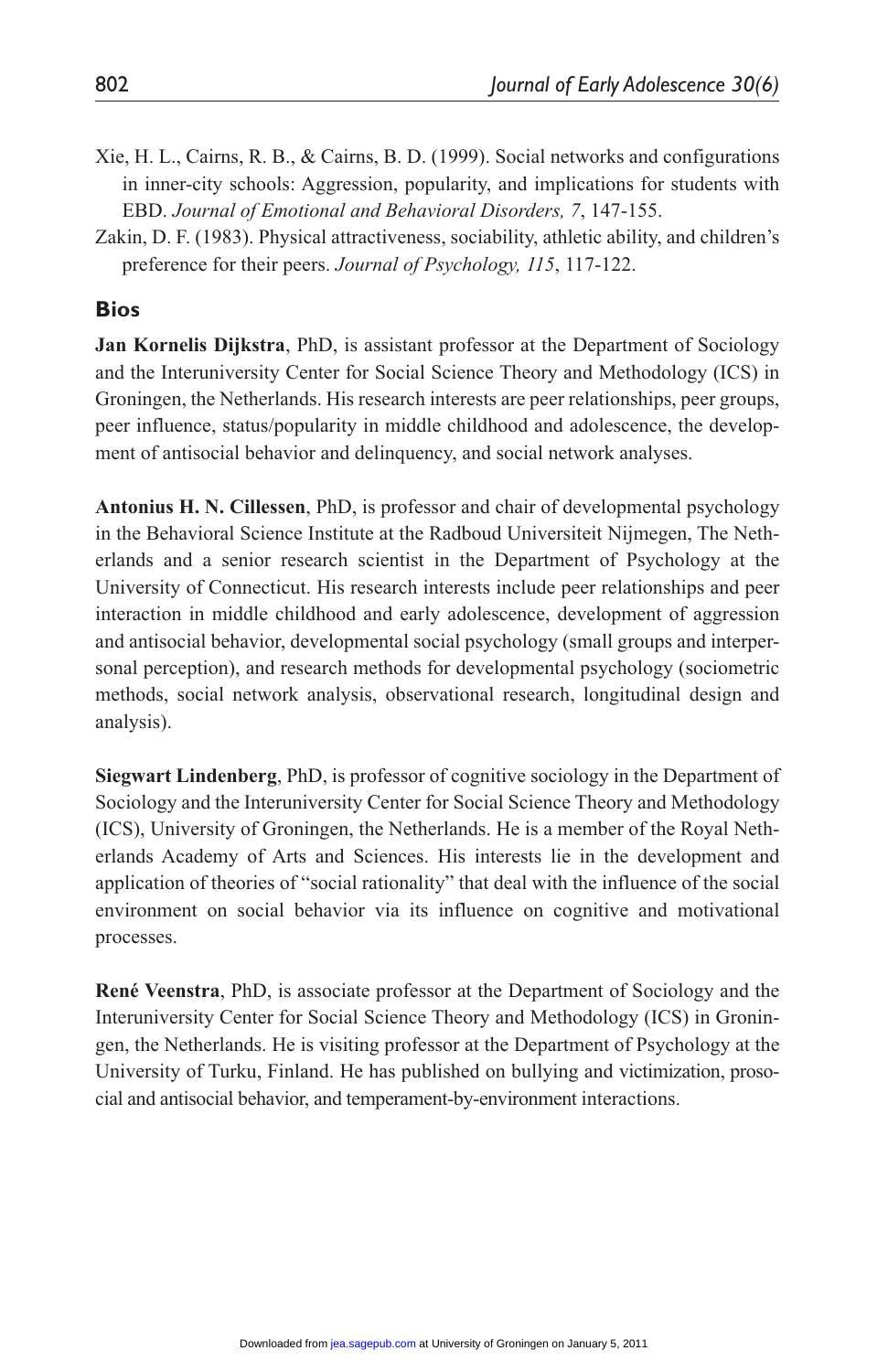Xie, H. L., Cairns, R. B., & Cairns, B. D. (1999). Social networks and configurations in inner-city schools: Aggression, popularity, and implications for students with EBD. *Journal of Emotional and Behavioral Disorders, 7*, 147-155.

Zakin, D. F. (1983). Physical attractiveness, sociability, athletic ability, and children's preference for their peers. *Journal of Psychology, 115*, 117-122.

## Bios

**Jan Kornelis Dijkstra**, PhD, is assistant professor at the Department of Sociology and the Interuniversity Center for Social Science Theory and Methodology (ICS) in Groningen, the Netherlands. His research interests are peer relationships, peer groups, peer influence, status/popularity in middle childhood and adolescence, the development of antisocial behavior and delinquency, and social network analyses.

**Antonius H. N. Cillessen**, PhD, is professor and chair of developmental psychology in the Behavioral Science Institute at the Radboud Universiteit Nijmegen, The Netherlands and a senior research scientist in the Department of Psychology at the University of Connecticut. His research interests include peer relationships and peer interaction in middle childhood and early adolescence, development of aggression and antisocial behavior, developmental social psychology (small groups and interpersonal perception), and research methods for developmental psychology (sociometric methods, social network analysis, observational research, longitudinal design and analysis).

**Siegwart Lindenberg**, PhD, is professor of cognitive sociology in the Department of Sociology and the Interuniversity Center for Social Science Theory and Methodology (ICS), University of Groningen, the Netherlands. He is a member of the Royal Netherlands Academy of Arts and Sciences. His interests lie in the development and application of theories of "social rationality" that deal with the influence of the social environment on social behavior via its influence on cognitive and motivational processes.

**René Veenstra**, PhD, is associate professor at the Department of Sociology and the Interuniversity Center for Social Science Theory and Methodology (ICS) in Groningen, the Netherlands. He is visiting professor at the Department of Psychology at the University of Turku, Finland. He has published on bullying and victimization, prosocial and antisocial behavior, and temperament-by-environment interactions.